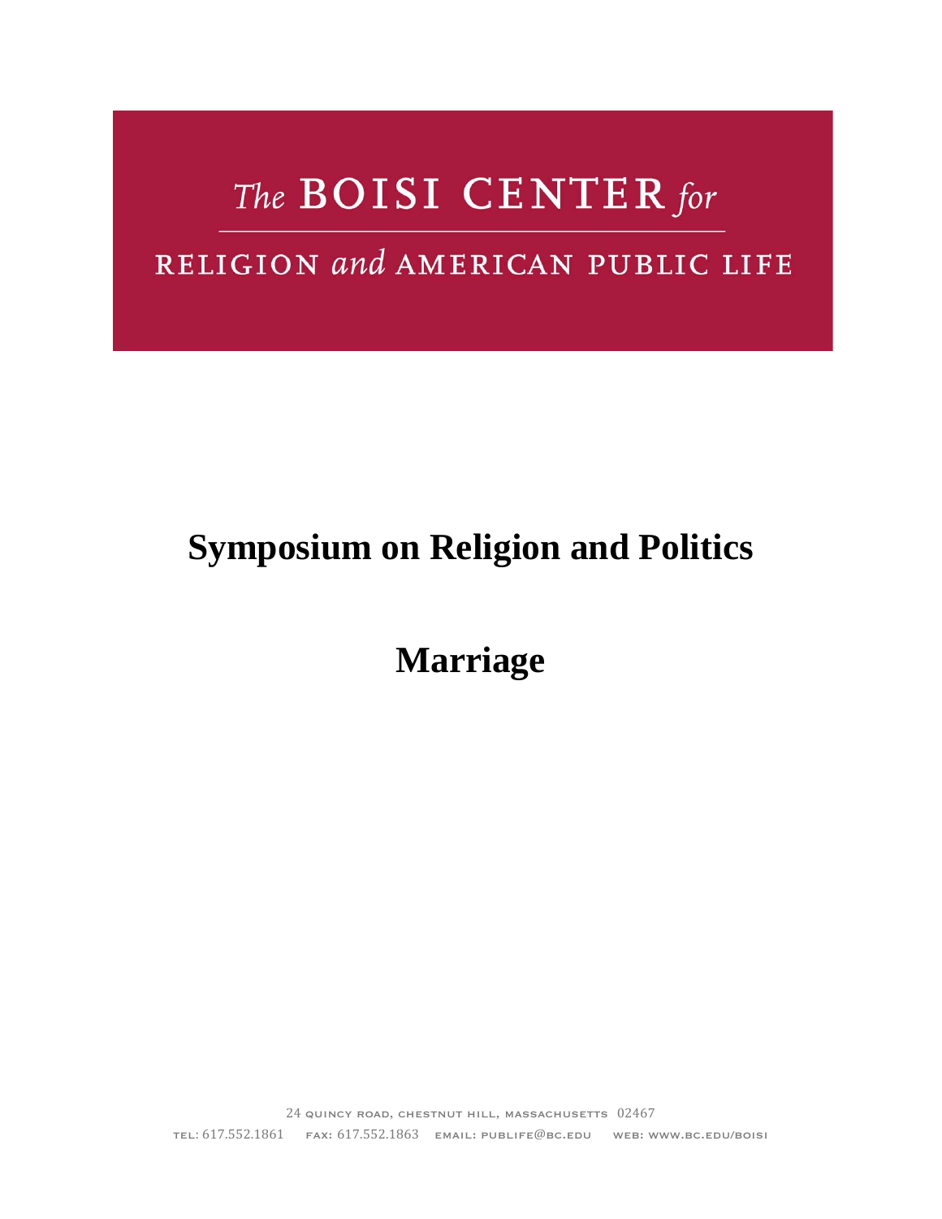# The BOISI CENTER for RELIGION and AMERICAN PUBLIC LIFE

# Symposium on Religion and Politics

# Marriage

24 QUINCY ROAD, CHESTNUT HILL, MASSACHUSETTS 02467

TEL: 617.552.1861 FAX: 617.552.1863 EMAIL: PUBLIFE@BC.EDU WEB: WWW.BC.EDU/BOISI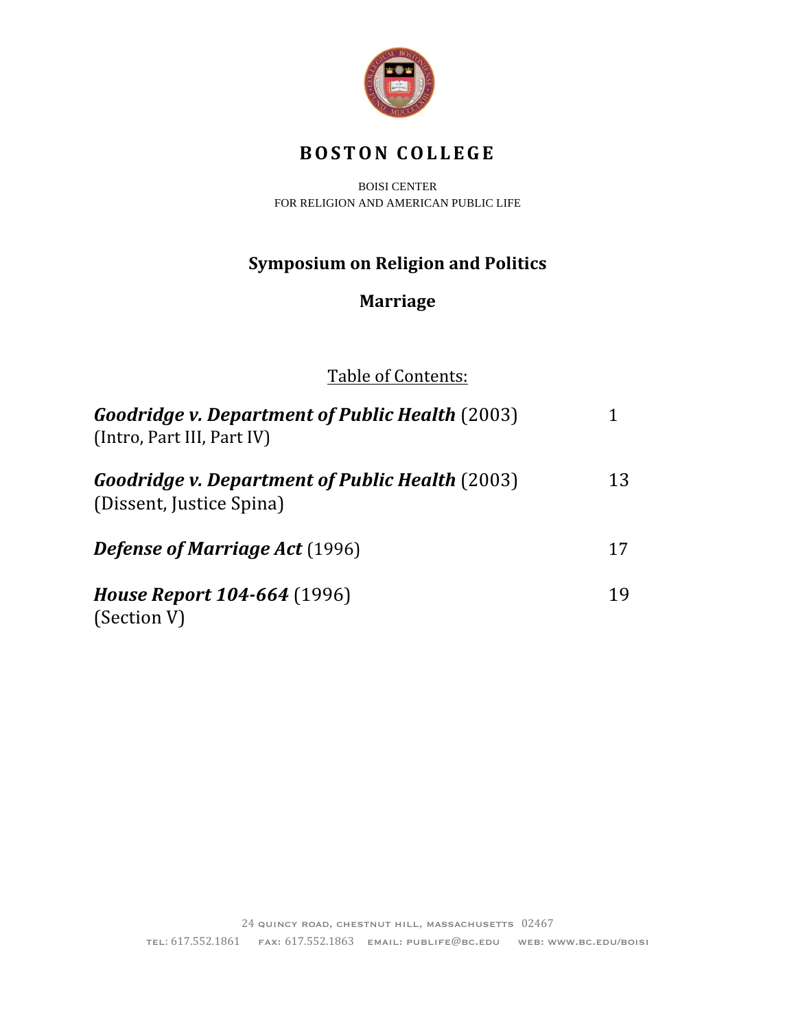# BOSTON COLLEGE

BOISI CENTER
FOR RELIGION AND AMERICAN PUBLIC LIFE

## Symposium on Religion and Politics

## Marriage

Table of Contents:

| | |
|---|---|
| ***Goodridge v. Department of Public Health*** (2003) (Intro, Part III, Part IV) | 1 |
| ***Goodridge v. Department of Public Health*** (2003) (Dissent, Justice Spina) | 13 |
| ***Defense of Marriage Act*** (1996) | 17 |
| ***House Report 104-664*** (1996) (Section V) | 19 |

24 Quincy Road, Chestnut Hill, Massachusetts 02467

Tel: 617.552.1861 Fax: 617.552.1863 Email: publife@bc.edu Web: www.bc.edu/boisi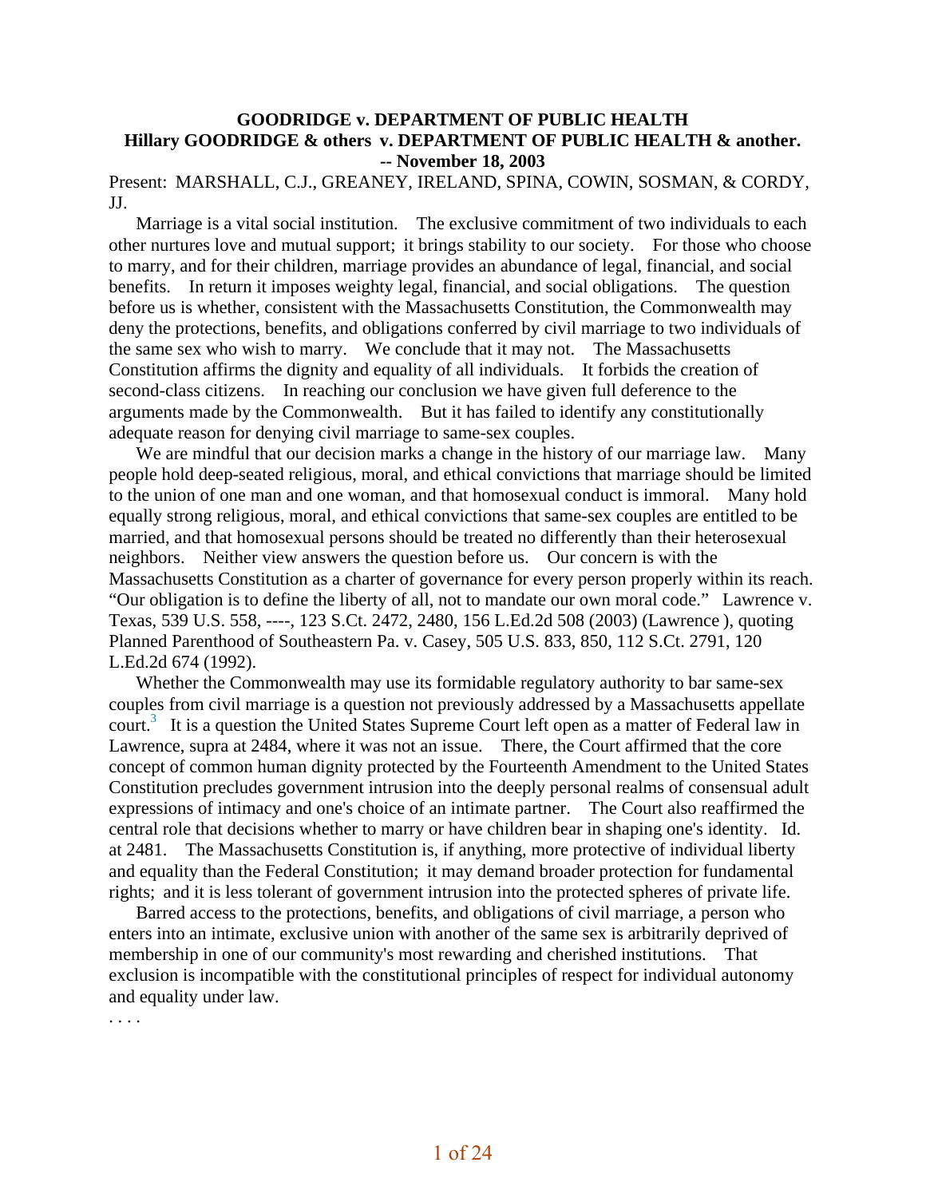**GOODRIDGE v. DEPARTMENT OF PUBLIC HEALTH**
**Hillary GOODRIDGE & others v. DEPARTMENT OF PUBLIC HEALTH & another.**
**-- November 18, 2003**

Present: MARSHALL, C.J., GREANEY, IRELAND, SPINA, COWIN, SOSMAN, & CORDY, JJ.

Marriage is a vital social institution. The exclusive commitment of two individuals to each other nurtures love and mutual support; it brings stability to our society. For those who choose to marry, and for their children, marriage provides an abundance of legal, financial, and social benefits. In return it imposes weighty legal, financial, and social obligations. The question before us is whether, consistent with the Massachusetts Constitution, the Commonwealth may deny the protections, benefits, and obligations conferred by civil marriage to two individuals of the same sex who wish to marry. We conclude that it may not. The Massachusetts Constitution affirms the dignity and equality of all individuals. It forbids the creation of second-class citizens. In reaching our conclusion we have given full deference to the arguments made by the Commonwealth. But it has failed to identify any constitutionally adequate reason for denying civil marriage to same-sex couples.

We are mindful that our decision marks a change in the history of our marriage law. Many people hold deep-seated religious, moral, and ethical convictions that marriage should be limited to the union of one man and one woman, and that homosexual conduct is immoral. Many hold equally strong religious, moral, and ethical convictions that same-sex couples are entitled to be married, and that homosexual persons should be treated no differently than their heterosexual neighbors. Neither view answers the question before us. Our concern is with the Massachusetts Constitution as a charter of governance for every person properly within its reach. "Our obligation is to define the liberty of all, not to mandate our own moral code." Lawrence v. Texas, 539 U.S. 558, ----, 123 S.Ct. 2472, 2480, 156 L.Ed.2d 508 (2003) (Lawrence ), quoting Planned Parenthood of Southeastern Pa. v. Casey, 505 U.S. 833, 850, 112 S.Ct. 2791, 120 L.Ed.2d 674 (1992).

Whether the Commonwealth may use its formidable regulatory authority to bar same-sex couples from civil marriage is a question not previously addressed by a Massachusetts appellate court.[3] It is a question the United States Supreme Court left open as a matter of Federal law in Lawrence, supra at 2484, where it was not an issue. There, the Court affirmed that the core concept of common human dignity protected by the Fourteenth Amendment to the United States Constitution precludes government intrusion into the deeply personal realms of consensual adult expressions of intimacy and one's choice of an intimate partner. The Court also reaffirmed the central role that decisions whether to marry or have children bear in shaping one's identity. Id. at 2481. The Massachusetts Constitution is, if anything, more protective of individual liberty and equality than the Federal Constitution; it may demand broader protection for fundamental rights; and it is less tolerant of government intrusion into the protected spheres of private life.

Barred access to the protections, benefits, and obligations of civil marriage, a person who enters into an intimate, exclusive union with another of the same sex is arbitrarily deprived of membership in one of our community's most rewarding and cherished institutions. That exclusion is incompatible with the constitutional principles of respect for individual autonomy and equality under law.

. . . .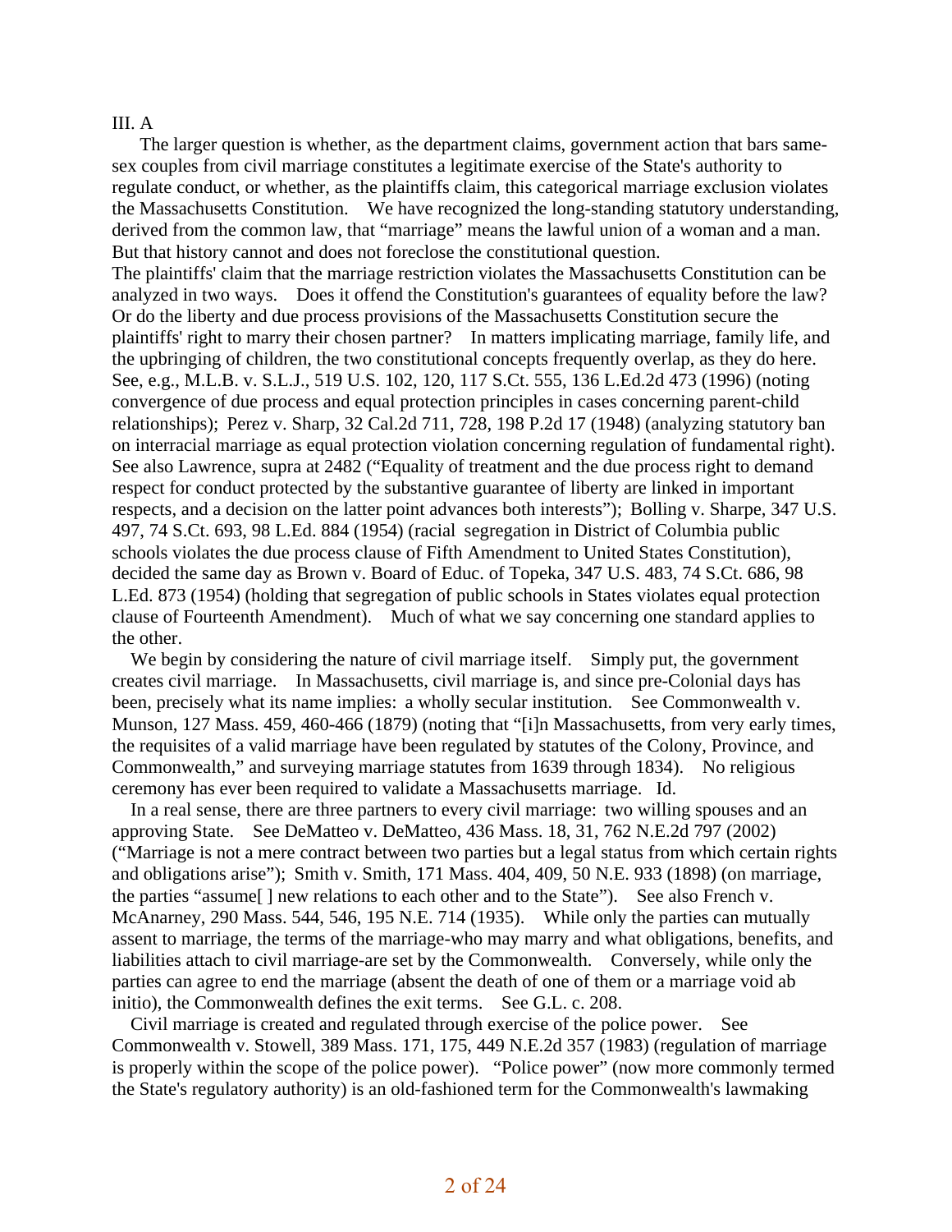III. A

The larger question is whether, as the department claims, government action that bars same-sex couples from civil marriage constitutes a legitimate exercise of the State's authority to regulate conduct, or whether, as the plaintiffs claim, this categorical marriage exclusion violates the Massachusetts Constitution. We have recognized the long-standing statutory understanding, derived from the common law, that "marriage" means the lawful union of a woman and a man. But that history cannot and does not foreclose the constitutional question.

The plaintiffs' claim that the marriage restriction violates the Massachusetts Constitution can be analyzed in two ways. Does it offend the Constitution's guarantees of equality before the law? Or do the liberty and due process provisions of the Massachusetts Constitution secure the plaintiffs' right to marry their chosen partner? In matters implicating marriage, family life, and the upbringing of children, the two constitutional concepts frequently overlap, as they do here. See, e.g., M.L.B. v. S.L.J., 519 U.S. 102, 120, 117 S.Ct. 555, 136 L.Ed.2d 473 (1996) (noting convergence of due process and equal protection principles in cases concerning parent-child relationships); Perez v. Sharp, 32 Cal.2d 711, 728, 198 P.2d 17 (1948) (analyzing statutory ban on interracial marriage as equal protection violation concerning regulation of fundamental right). See also Lawrence, supra at 2482 ("Equality of treatment and the due process right to demand respect for conduct protected by the substantive guarantee of liberty are linked in important respects, and a decision on the latter point advances both interests"); Bolling v. Sharpe, 347 U.S. 497, 74 S.Ct. 693, 98 L.Ed. 884 (1954) (racial segregation in District of Columbia public schools violates the due process clause of Fifth Amendment to United States Constitution), decided the same day as Brown v. Board of Educ. of Topeka, 347 U.S. 483, 74 S.Ct. 686, 98 L.Ed. 873 (1954) (holding that segregation of public schools in States violates equal protection clause of Fourteenth Amendment). Much of what we say concerning one standard applies to the other.

We begin by considering the nature of civil marriage itself. Simply put, the government creates civil marriage. In Massachusetts, civil marriage is, and since pre-Colonial days has been, precisely what its name implies: a wholly secular institution. See Commonwealth v. Munson, 127 Mass. 459, 460-466 (1879) (noting that "[i]n Massachusetts, from very early times, the requisites of a valid marriage have been regulated by statutes of the Colony, Province, and Commonwealth," and surveying marriage statutes from 1639 through 1834). No religious ceremony has ever been required to validate a Massachusetts marriage. Id.

In a real sense, there are three partners to every civil marriage: two willing spouses and an approving State. See DeMatteo v. DeMatteo, 436 Mass. 18, 31, 762 N.E.2d 797 (2002) ("Marriage is not a mere contract between two parties but a legal status from which certain rights and obligations arise"); Smith v. Smith, 171 Mass. 404, 409, 50 N.E. 933 (1898) (on marriage, the parties "assume[ ] new relations to each other and to the State"). See also French v. McAnarney, 290 Mass. 544, 546, 195 N.E. 714 (1935). While only the parties can mutually assent to marriage, the terms of the marriage-who may marry and what obligations, benefits, and liabilities attach to civil marriage-are set by the Commonwealth. Conversely, while only the parties can agree to end the marriage (absent the death of one of them or a marriage void ab initio), the Commonwealth defines the exit terms. See G.L. c. 208.

Civil marriage is created and regulated through exercise of the police power. See Commonwealth v. Stowell, 389 Mass. 171, 175, 449 N.E.2d 357 (1983) (regulation of marriage is properly within the scope of the police power). "Police power" (now more commonly termed the State's regulatory authority) is an old-fashioned term for the Commonwealth's lawmaking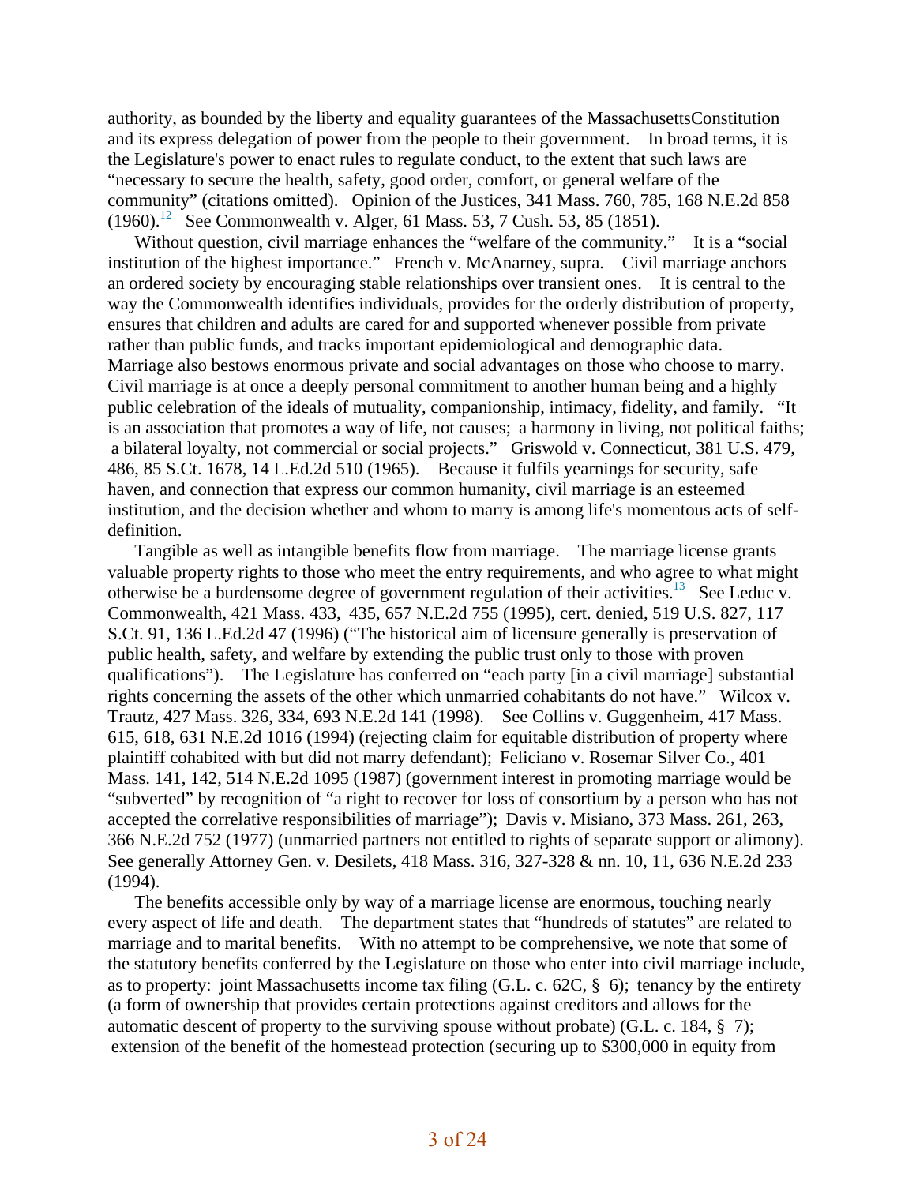authority, as bounded by the liberty and equality guarantees of the MassachusettsConstitution and its express delegation of power from the people to their government. In broad terms, it is the Legislature's power to enact rules to regulate conduct, to the extent that such laws are "necessary to secure the health, safety, good order, comfort, or general welfare of the community" (citations omitted). Opinion of the Justices, 341 Mass. 760, 785, 168 N.E.2d 858 (1960).[12] See Commonwealth v. Alger, 61 Mass. 53, 7 Cush. 53, 85 (1851).

Without question, civil marriage enhances the "welfare of the community." It is a "social institution of the highest importance." French v. McAnarney, supra. Civil marriage anchors an ordered society by encouraging stable relationships over transient ones. It is central to the way the Commonwealth identifies individuals, provides for the orderly distribution of property, ensures that children and adults are cared for and supported whenever possible from private rather than public funds, and tracks important epidemiological and demographic data. Marriage also bestows enormous private and social advantages on those who choose to marry. Civil marriage is at once a deeply personal commitment to another human being and a highly public celebration of the ideals of mutuality, companionship, intimacy, fidelity, and family. "It is an association that promotes a way of life, not causes; a harmony in living, not political faiths; a bilateral loyalty, not commercial or social projects." Griswold v. Connecticut, 381 U.S. 479, 486, 85 S.Ct. 1678, 14 L.Ed.2d 510 (1965). Because it fulfils yearnings for security, safe haven, and connection that express our common humanity, civil marriage is an esteemed institution, and the decision whether and whom to marry is among life's momentous acts of self-definition.

Tangible as well as intangible benefits flow from marriage. The marriage license grants valuable property rights to those who meet the entry requirements, and who agree to what might otherwise be a burdensome degree of government regulation of their activities.[13] See Leduc v. Commonwealth, 421 Mass. 433, 435, 657 N.E.2d 755 (1995), cert. denied, 519 U.S. 827, 117 S.Ct. 91, 136 L.Ed.2d 47 (1996) ("The historical aim of licensure generally is preservation of public health, safety, and welfare by extending the public trust only to those with proven qualifications"). The Legislature has conferred on "each party [in a civil marriage] substantial rights concerning the assets of the other which unmarried cohabitants do not have." Wilcox v. Trautz, 427 Mass. 326, 334, 693 N.E.2d 141 (1998). See Collins v. Guggenheim, 417 Mass. 615, 618, 631 N.E.2d 1016 (1994) (rejecting claim for equitable distribution of property where plaintiff cohabited with but did not marry defendant); Feliciano v. Rosemar Silver Co., 401 Mass. 141, 142, 514 N.E.2d 1095 (1987) (government interest in promoting marriage would be "subverted" by recognition of "a right to recover for loss of consortium by a person who has not accepted the correlative responsibilities of marriage"); Davis v. Misiano, 373 Mass. 261, 263, 366 N.E.2d 752 (1977) (unmarried partners not entitled to rights of separate support or alimony). See generally Attorney Gen. v. Desilets, 418 Mass. 316, 327-328 & nn. 10, 11, 636 N.E.2d 233 (1994).

The benefits accessible only by way of a marriage license are enormous, touching nearly every aspect of life and death. The department states that "hundreds of statutes" are related to marriage and to marital benefits. With no attempt to be comprehensive, we note that some of the statutory benefits conferred by the Legislature on those who enter into civil marriage include, as to property: joint Massachusetts income tax filing (G.L. c. 62C, § 6); tenancy by the entirety (a form of ownership that provides certain protections against creditors and allows for the automatic descent of property to the surviving spouse without probate) (G.L. c. 184, § 7); extension of the benefit of the homestead protection (securing up to $300,000 in equity from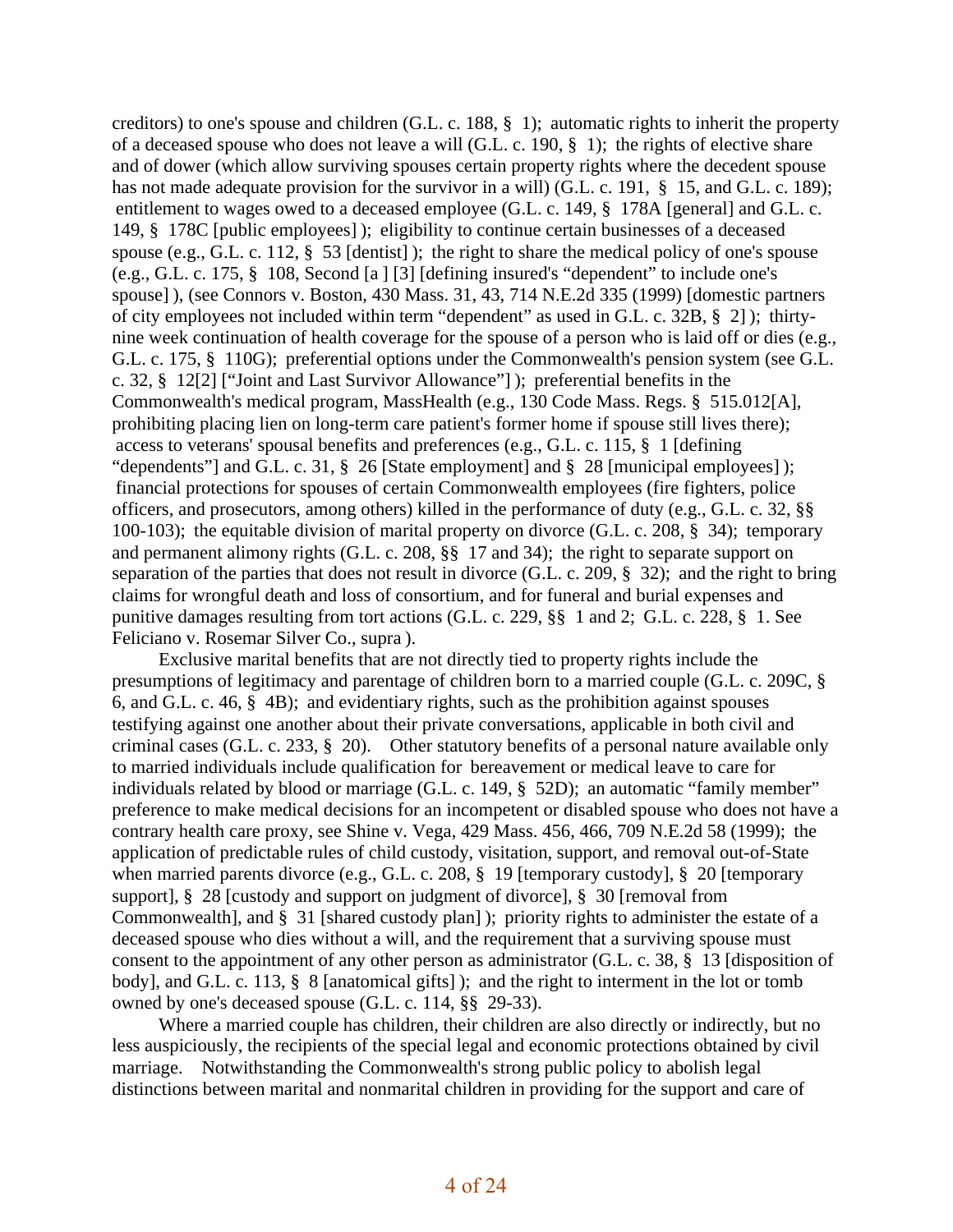creditors) to one's spouse and children (G.L. c. 188, § 1); automatic rights to inherit the property of a deceased spouse who does not leave a will (G.L. c. 190, § 1); the rights of elective share and of dower (which allow surviving spouses certain property rights where the decedent spouse has not made adequate provision for the survivor in a will) (G.L. c. 191, § 15, and G.L. c. 189); entitlement to wages owed to a deceased employee (G.L. c. 149, § 178A [general] and G.L. c. 149, § 178C [public employees] ); eligibility to continue certain businesses of a deceased spouse (e.g., G.L. c. 112, § 53 [dentist] ); the right to share the medical policy of one's spouse (e.g., G.L. c. 175, § 108, Second [a ] [3] [defining insured's "dependent" to include one's spouse] ), (see Connors v. Boston, 430 Mass. 31, 43, 714 N.E.2d 335 (1999) [domestic partners of city employees not included within term "dependent" as used in G.L. c. 32B, § 2] ); thirty-nine week continuation of health coverage for the spouse of a person who is laid off or dies (e.g., G.L. c. 175, § 110G); preferential options under the Commonwealth's pension system (see G.L. c. 32, § 12[2] ["Joint and Last Survivor Allowance"] ); preferential benefits in the Commonwealth's medical program, MassHealth (e.g., 130 Code Mass. Regs. § 515.012[A], prohibiting placing lien on long-term care patient's former home if spouse still lives there); access to veterans' spousal benefits and preferences (e.g., G.L. c. 115, § 1 [defining "dependents"] and G.L. c. 31, § 26 [State employment] and § 28 [municipal employees] ); financial protections for spouses of certain Commonwealth employees (fire fighters, police officers, and prosecutors, among others) killed in the performance of duty (e.g., G.L. c. 32, §§ 100-103); the equitable division of marital property on divorce (G.L. c. 208, § 34); temporary and permanent alimony rights (G.L. c. 208, §§ 17 and 34); the right to separate support on separation of the parties that does not result in divorce (G.L. c. 209, § 32); and the right to bring claims for wrongful death and loss of consortium, and for funeral and burial expenses and punitive damages resulting from tort actions (G.L. c. 229, §§ 1 and 2; G.L. c. 228, § 1. See Feliciano v. Rosemar Silver Co., supra ).

Exclusive marital benefits that are not directly tied to property rights include the presumptions of legitimacy and parentage of children born to a married couple (G.L. c. 209C, § 6, and G.L. c. 46, § 4B); and evidentiary rights, such as the prohibition against spouses testifying against one another about their private conversations, applicable in both civil and criminal cases (G.L. c. 233, § 20). Other statutory benefits of a personal nature available only to married individuals include qualification for bereavement or medical leave to care for individuals related by blood or marriage (G.L. c. 149, § 52D); an automatic "family member" preference to make medical decisions for an incompetent or disabled spouse who does not have a contrary health care proxy, see Shine v. Vega, 429 Mass. 456, 466, 709 N.E.2d 58 (1999); the application of predictable rules of child custody, visitation, support, and removal out-of-State when married parents divorce (e.g., G.L. c. 208, § 19 [temporary custody], § 20 [temporary support], § 28 [custody and support on judgment of divorce], § 30 [removal from Commonwealth], and § 31 [shared custody plan] ); priority rights to administer the estate of a deceased spouse who dies without a will, and the requirement that a surviving spouse must consent to the appointment of any other person as administrator (G.L. c. 38, § 13 [disposition of body], and G.L. c. 113, § 8 [anatomical gifts] ); and the right to interment in the lot or tomb owned by one's deceased spouse (G.L. c. 114, §§ 29-33).

Where a married couple has children, their children are also directly or indirectly, but no less auspiciously, the recipients of the special legal and economic protections obtained by civil marriage. Notwithstanding the Commonwealth's strong public policy to abolish legal distinctions between marital and nonmarital children in providing for the support and care of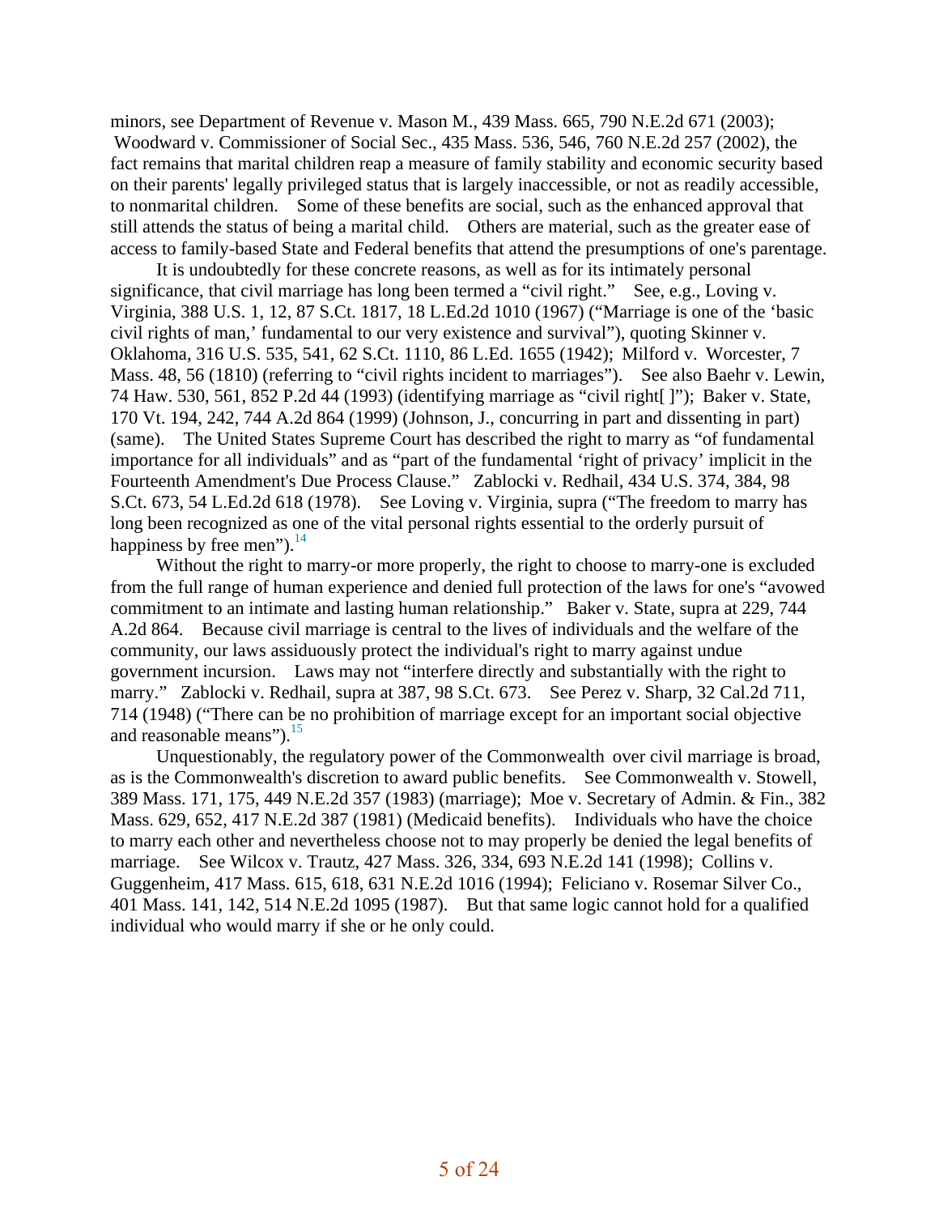minors, see Department of Revenue v. Mason M., 439 Mass. 665, 790 N.E.2d 671 (2003); Woodward v. Commissioner of Social Sec., 435 Mass. 536, 546, 760 N.E.2d 257 (2002), the fact remains that marital children reap a measure of family stability and economic security based on their parents' legally privileged status that is largely inaccessible, or not as readily accessible, to nonmarital children. Some of these benefits are social, such as the enhanced approval that still attends the status of being a marital child. Others are material, such as the greater ease of access to family-based State and Federal benefits that attend the presumptions of one's parentage.

It is undoubtedly for these concrete reasons, as well as for its intimately personal significance, that civil marriage has long been termed a "civil right." See, e.g., Loving v. Virginia, 388 U.S. 1, 12, 87 S.Ct. 1817, 18 L.Ed.2d 1010 (1967) ("Marriage is one of the 'basic civil rights of man,' fundamental to our very existence and survival"), quoting Skinner v. Oklahoma, 316 U.S. 535, 541, 62 S.Ct. 1110, 86 L.Ed. 1655 (1942); Milford v. Worcester, 7 Mass. 48, 56 (1810) (referring to "civil rights incident to marriages"). See also Baehr v. Lewin, 74 Haw. 530, 561, 852 P.2d 44 (1993) (identifying marriage as "civil right[ ]"); Baker v. State, 170 Vt. 194, 242, 744 A.2d 864 (1999) (Johnson, J., concurring in part and dissenting in part) (same). The United States Supreme Court has described the right to marry as "of fundamental importance for all individuals" and as "part of the fundamental 'right of privacy' implicit in the Fourteenth Amendment's Due Process Clause." Zablocki v. Redhail, 434 U.S. 374, 384, 98 S.Ct. 673, 54 L.Ed.2d 618 (1978). See Loving v. Virginia, supra ("The freedom to marry has long been recognized as one of the vital personal rights essential to the orderly pursuit of happiness by free men").[14]

Without the right to marry-or more properly, the right to choose to marry-one is excluded from the full range of human experience and denied full protection of the laws for one's "avowed commitment to an intimate and lasting human relationship." Baker v. State, supra at 229, 744 A.2d 864. Because civil marriage is central to the lives of individuals and the welfare of the community, our laws assiduously protect the individual's right to marry against undue government incursion. Laws may not "interfere directly and substantially with the right to marry." Zablocki v. Redhail, supra at 387, 98 S.Ct. 673. See Perez v. Sharp, 32 Cal.2d 711, 714 (1948) ("There can be no prohibition of marriage except for an important social objective and reasonable means").[15]

Unquestionably, the regulatory power of the Commonwealth over civil marriage is broad, as is the Commonwealth's discretion to award public benefits. See Commonwealth v. Stowell, 389 Mass. 171, 175, 449 N.E.2d 357 (1983) (marriage); Moe v. Secretary of Admin. & Fin., 382 Mass. 629, 652, 417 N.E.2d 387 (1981) (Medicaid benefits). Individuals who have the choice to marry each other and nevertheless choose not to may properly be denied the legal benefits of marriage. See Wilcox v. Trautz, 427 Mass. 326, 334, 693 N.E.2d 141 (1998); Collins v. Guggenheim, 417 Mass. 615, 618, 631 N.E.2d 1016 (1994); Feliciano v. Rosemar Silver Co., 401 Mass. 141, 142, 514 N.E.2d 1095 (1987). But that same logic cannot hold for a qualified individual who would marry if she or he only could.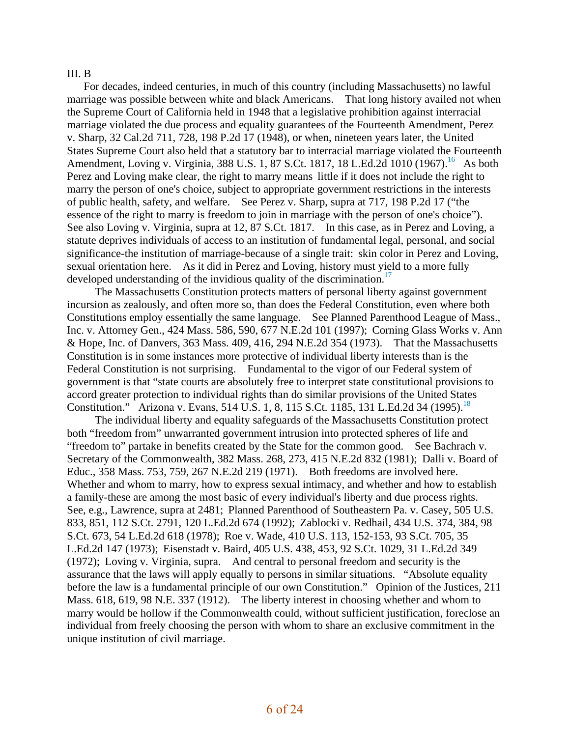III. B

For decades, indeed centuries, in much of this country (including Massachusetts) no lawful marriage was possible between white and black Americans. That long history availed not when the Supreme Court of California held in 1948 that a legislative prohibition against interracial marriage violated the due process and equality guarantees of the Fourteenth Amendment, Perez v. Sharp, 32 Cal.2d 711, 728, 198 P.2d 17 (1948), or when, nineteen years later, the United States Supreme Court also held that a statutory bar to interracial marriage violated the Fourteenth Amendment, Loving v. Virginia, 388 U.S. 1, 87 S.Ct. 1817, 18 L.Ed.2d 1010 (1967).[16] As both Perez and Loving make clear, the right to marry means little if it does not include the right to marry the person of one's choice, subject to appropriate government restrictions in the interests of public health, safety, and welfare. See Perez v. Sharp, supra at 717, 198 P.2d 17 ("the essence of the right to marry is freedom to join in marriage with the person of one's choice"). See also Loving v. Virginia, supra at 12, 87 S.Ct. 1817. In this case, as in Perez and Loving, a statute deprives individuals of access to an institution of fundamental legal, personal, and social significance-the institution of marriage-because of a single trait: skin color in Perez and Loving, sexual orientation here. As it did in Perez and Loving, history must yield to a more fully developed understanding of the invidious quality of the discrimination.[17]

The Massachusetts Constitution protects matters of personal liberty against government incursion as zealously, and often more so, than does the Federal Constitution, even where both Constitutions employ essentially the same language. See Planned Parenthood League of Mass., Inc. v. Attorney Gen., 424 Mass. 586, 590, 677 N.E.2d 101 (1997); Corning Glass Works v. Ann & Hope, Inc. of Danvers, 363 Mass. 409, 416, 294 N.E.2d 354 (1973). That the Massachusetts Constitution is in some instances more protective of individual liberty interests than is the Federal Constitution is not surprising. Fundamental to the vigor of our Federal system of government is that "state courts are absolutely free to interpret state constitutional provisions to accord greater protection to individual rights than do similar provisions of the United States Constitution." Arizona v. Evans, 514 U.S. 1, 8, 115 S.Ct. 1185, 131 L.Ed.2d 34 (1995).[18]

The individual liberty and equality safeguards of the Massachusetts Constitution protect both "freedom from" unwarranted government intrusion into protected spheres of life and "freedom to" partake in benefits created by the State for the common good. See Bachrach v. Secretary of the Commonwealth, 382 Mass. 268, 273, 415 N.E.2d 832 (1981); Dalli v. Board of Educ., 358 Mass. 753, 759, 267 N.E.2d 219 (1971). Both freedoms are involved here. Whether and whom to marry, how to express sexual intimacy, and whether and how to establish a family-these are among the most basic of every individual's liberty and due process rights. See, e.g., Lawrence, supra at 2481; Planned Parenthood of Southeastern Pa. v. Casey, 505 U.S. 833, 851, 112 S.Ct. 2791, 120 L.Ed.2d 674 (1992); Zablocki v. Redhail, 434 U.S. 374, 384, 98 S.Ct. 673, 54 L.Ed.2d 618 (1978); Roe v. Wade, 410 U.S. 113, 152-153, 93 S.Ct. 705, 35 L.Ed.2d 147 (1973); Eisenstadt v. Baird, 405 U.S. 438, 453, 92 S.Ct. 1029, 31 L.Ed.2d 349 (1972); Loving v. Virginia, supra. And central to personal freedom and security is the assurance that the laws will apply equally to persons in similar situations. "Absolute equality before the law is a fundamental principle of our own Constitution." Opinion of the Justices, 211 Mass. 618, 619, 98 N.E. 337 (1912). The liberty interest in choosing whether and whom to marry would be hollow if the Commonwealth could, without sufficient justification, foreclose an individual from freely choosing the person with whom to share an exclusive commitment in the unique institution of civil marriage.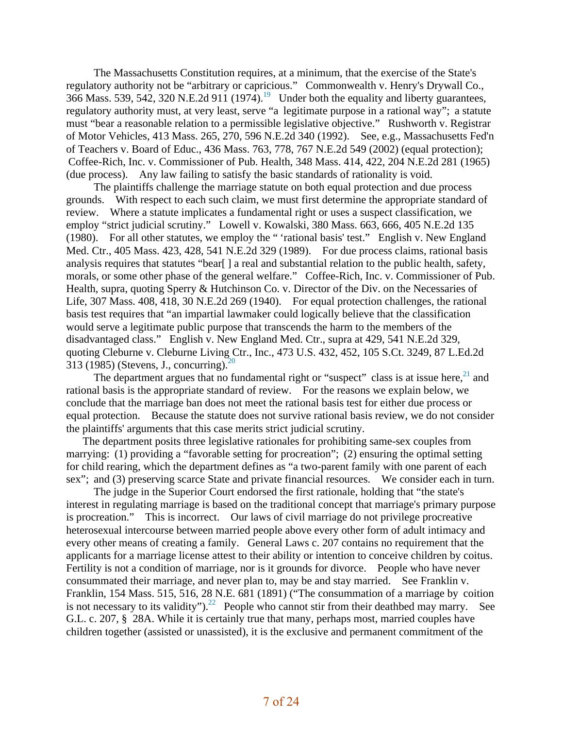The Massachusetts Constitution requires, at a minimum, that the exercise of the State's regulatory authority not be "arbitrary or capricious." Commonwealth v. Henry's Drywall Co., 366 Mass. 539, 542, 320 N.E.2d 911 (1974).[19] Under both the equality and liberty guarantees, regulatory authority must, at very least, serve "a legitimate purpose in a rational way"; a statute must "bear a reasonable relation to a permissible legislative objective." Rushworth v. Registrar of Motor Vehicles, 413 Mass. 265, 270, 596 N.E.2d 340 (1992). See, e.g., Massachusetts Fed'n of Teachers v. Board of Educ., 436 Mass. 763, 778, 767 N.E.2d 549 (2002) (equal protection); Coffee-Rich, Inc. v. Commissioner of Pub. Health, 348 Mass. 414, 422, 204 N.E.2d 281 (1965) (due process). Any law failing to satisfy the basic standards of rationality is void.

The plaintiffs challenge the marriage statute on both equal protection and due process grounds. With respect to each such claim, we must first determine the appropriate standard of review. Where a statute implicates a fundamental right or uses a suspect classification, we employ "strict judicial scrutiny." Lowell v. Kowalski, 380 Mass. 663, 666, 405 N.E.2d 135 (1980). For all other statutes, we employ the " 'rational basis' test." English v. New England Med. Ctr., 405 Mass. 423, 428, 541 N.E.2d 329 (1989). For due process claims, rational basis analysis requires that statutes "bear[ ] a real and substantial relation to the public health, safety, morals, or some other phase of the general welfare." Coffee-Rich, Inc. v. Commissioner of Pub. Health, supra, quoting Sperry & Hutchinson Co. v. Director of the Div. on the Necessaries of Life, 307 Mass. 408, 418, 30 N.E.2d 269 (1940). For equal protection challenges, the rational basis test requires that "an impartial lawmaker could logically believe that the classification would serve a legitimate public purpose that transcends the harm to the members of the disadvantaged class." English v. New England Med. Ctr., supra at 429, 541 N.E.2d 329, quoting Cleburne v. Cleburne Living Ctr., Inc., 473 U.S. 432, 452, 105 S.Ct. 3249, 87 L.Ed.2d 313 (1985) (Stevens, J., concurring).[20]

The department argues that no fundamental right or "suspect" class is at issue here,[21] and rational basis is the appropriate standard of review. For the reasons we explain below, we conclude that the marriage ban does not meet the rational basis test for either due process or equal protection. Because the statute does not survive rational basis review, we do not consider the plaintiffs' arguments that this case merits strict judicial scrutiny.

The department posits three legislative rationales for prohibiting same-sex couples from marrying: (1) providing a "favorable setting for procreation"; (2) ensuring the optimal setting for child rearing, which the department defines as "a two-parent family with one parent of each sex"; and (3) preserving scarce State and private financial resources. We consider each in turn.

The judge in the Superior Court endorsed the first rationale, holding that "the state's interest in regulating marriage is based on the traditional concept that marriage's primary purpose is procreation." This is incorrect. Our laws of civil marriage do not privilege procreative heterosexual intercourse between married people above every other form of adult intimacy and every other means of creating a family. General Laws c. 207 contains no requirement that the applicants for a marriage license attest to their ability or intention to conceive children by coitus. Fertility is not a condition of marriage, nor is it grounds for divorce. People who have never consummated their marriage, and never plan to, may be and stay married. See Franklin v. Franklin, 154 Mass. 515, 516, 28 N.E. 681 (1891) ("The consummation of a marriage by coition is not necessary to its validity").[22] People who cannot stir from their deathbed may marry. See G.L. c. 207, § 28A. While it is certainly true that many, perhaps most, married couples have children together (assisted or unassisted), it is the exclusive and permanent commitment of the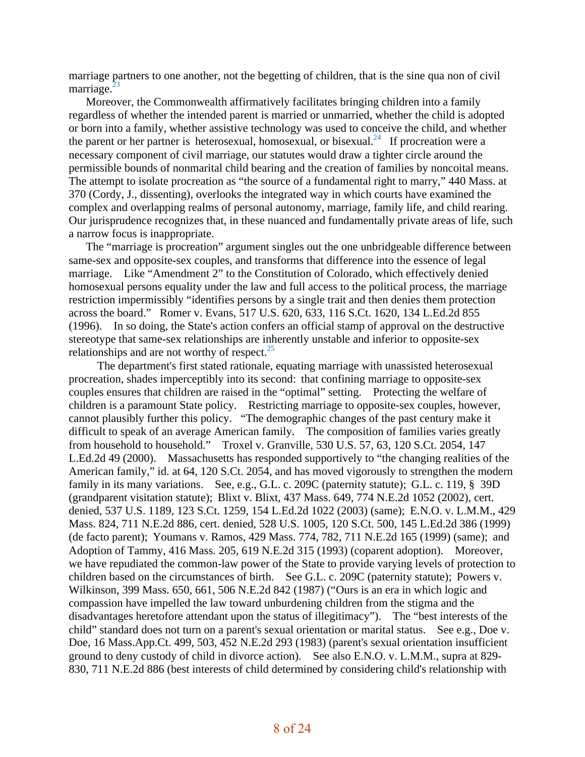marriage partners to one another, not the begetting of children, that is the sine qua non of civil marriage.[23]

Moreover, the Commonwealth affirmatively facilitates bringing children into a family regardless of whether the intended parent is married or unmarried, whether the child is adopted or born into a family, whether assistive technology was used to conceive the child, and whether the parent or her partner is heterosexual, homosexual, or bisexual.[24] If procreation were a necessary component of civil marriage, our statutes would draw a tighter circle around the permissible bounds of nonmarital child bearing and the creation of families by noncoital means. The attempt to isolate procreation as "the source of a fundamental right to marry," 440 Mass. at 370 (Cordy, J., dissenting), overlooks the integrated way in which courts have examined the complex and overlapping realms of personal autonomy, marriage, family life, and child rearing. Our jurisprudence recognizes that, in these nuanced and fundamentally private areas of life, such a narrow focus is inappropriate.

The "marriage is procreation" argument singles out the one unbridgeable difference between same-sex and opposite-sex couples, and transforms that difference into the essence of legal marriage. Like "Amendment 2" to the Constitution of Colorado, which effectively denied homosexual persons equality under the law and full access to the political process, the marriage restriction impermissibly "identifies persons by a single trait and then denies them protection across the board." Romer v. Evans, 517 U.S. 620, 633, 116 S.Ct. 1620, 134 L.Ed.2d 855 (1996). In so doing, the State's action confers an official stamp of approval on the destructive stereotype that same-sex relationships are inherently unstable and inferior to opposite-sex relationships and are not worthy of respect.[25]

The department's first stated rationale, equating marriage with unassisted heterosexual procreation, shades imperceptibly into its second: that confining marriage to opposite-sex couples ensures that children are raised in the "optimal" setting. Protecting the welfare of children is a paramount State policy. Restricting marriage to opposite-sex couples, however, cannot plausibly further this policy. "The demographic changes of the past century make it difficult to speak of an average American family. The composition of families varies greatly from household to household." Troxel v. Granville, 530 U.S. 57, 63, 120 S.Ct. 2054, 147 L.Ed.2d 49 (2000). Massachusetts has responded supportively to "the changing realities of the American family," id. at 64, 120 S.Ct. 2054, and has moved vigorously to strengthen the modern family in its many variations. See, e.g., G.L. c. 209C (paternity statute); G.L. c. 119, § 39D (grandparent visitation statute); Blixt v. Blixt, 437 Mass. 649, 774 N.E.2d 1052 (2002), cert. denied, 537 U.S. 1189, 123 S.Ct. 1259, 154 L.Ed.2d 1022 (2003) (same); E.N.O. v. L.M.M., 429 Mass. 824, 711 N.E.2d 886, cert. denied, 528 U.S. 1005, 120 S.Ct. 500, 145 L.Ed.2d 386 (1999) (de facto parent); Youmans v. Ramos, 429 Mass. 774, 782, 711 N.E.2d 165 (1999) (same); and Adoption of Tammy, 416 Mass. 205, 619 N.E.2d 315 (1993) (coparent adoption). Moreover, we have repudiated the common-law power of the State to provide varying levels of protection to children based on the circumstances of birth. See G.L. c. 209C (paternity statute); Powers v. Wilkinson, 399 Mass. 650, 661, 506 N.E.2d 842 (1987) ("Ours is an era in which logic and compassion have impelled the law toward unburdening children from the stigma and the disadvantages heretofore attendant upon the status of illegitimacy"). The "best interests of the child" standard does not turn on a parent's sexual orientation or marital status. See e.g., Doe v. Doe, 16 Mass.App.Ct. 499, 503, 452 N.E.2d 293 (1983) (parent's sexual orientation insufficient ground to deny custody of child in divorce action). See also E.N.O. v. L.M.M., supra at 829-830, 711 N.E.2d 886 (best interests of child determined by considering child's relationship with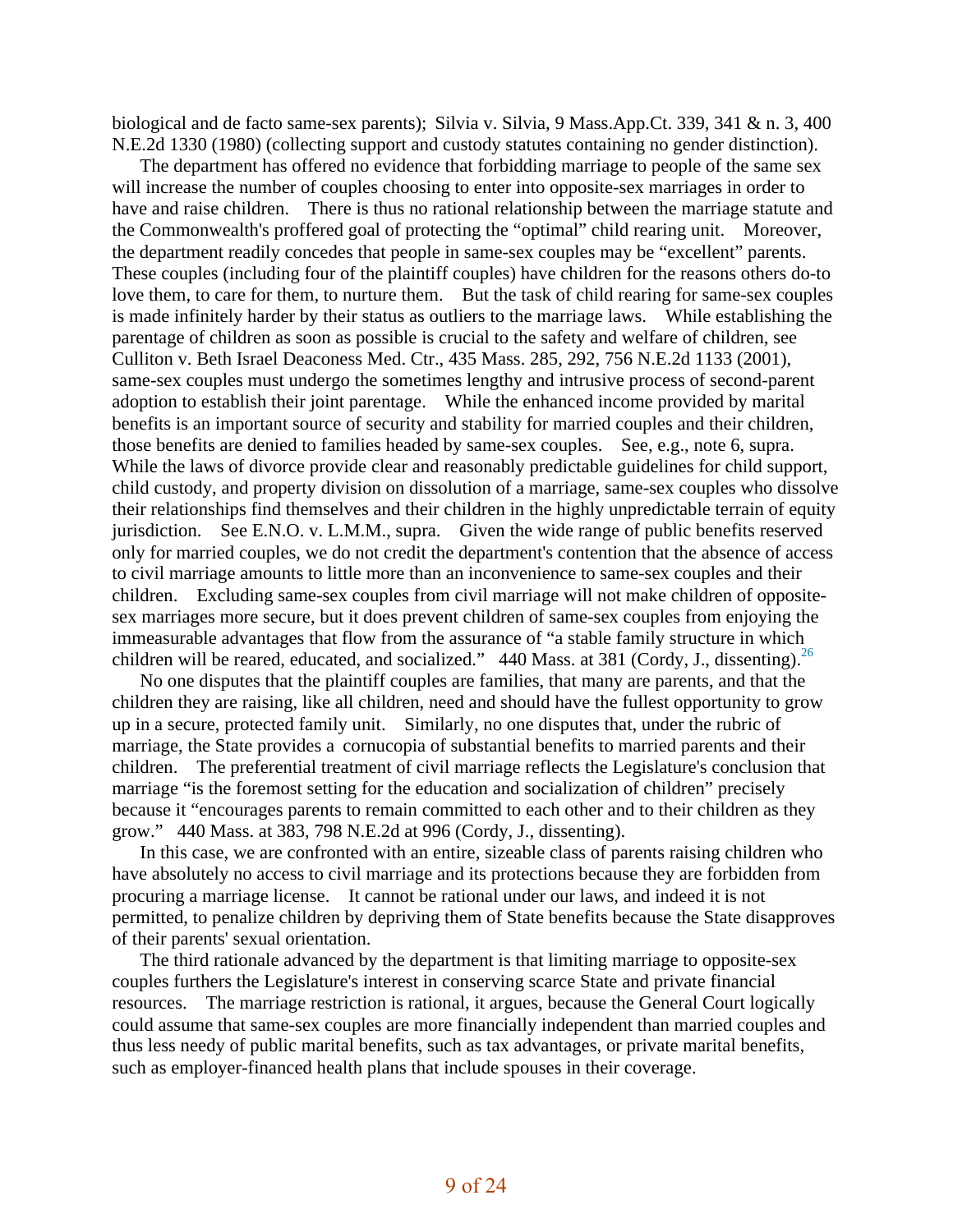biological and de facto same-sex parents); Silvia v. Silvia, 9 Mass.App.Ct. 339, 341 & n. 3, 400 N.E.2d 1330 (1980) (collecting support and custody statutes containing no gender distinction).

The department has offered no evidence that forbidding marriage to people of the same sex will increase the number of couples choosing to enter into opposite-sex marriages in order to have and raise children. There is thus no rational relationship between the marriage statute and the Commonwealth's proffered goal of protecting the "optimal" child rearing unit. Moreover, the department readily concedes that people in same-sex couples may be "excellent" parents. These couples (including four of the plaintiff couples) have children for the reasons others do-to love them, to care for them, to nurture them. But the task of child rearing for same-sex couples is made infinitely harder by their status as outliers to the marriage laws. While establishing the parentage of children as soon as possible is crucial to the safety and welfare of children, see Culliton v. Beth Israel Deaconess Med. Ctr., 435 Mass. 285, 292, 756 N.E.2d 1133 (2001), same-sex couples must undergo the sometimes lengthy and intrusive process of second-parent adoption to establish their joint parentage. While the enhanced income provided by marital benefits is an important source of security and stability for married couples and their children, those benefits are denied to families headed by same-sex couples. See, e.g., note 6, supra. While the laws of divorce provide clear and reasonably predictable guidelines for child support, child custody, and property division on dissolution of a marriage, same-sex couples who dissolve their relationships find themselves and their children in the highly unpredictable terrain of equity jurisdiction. See E.N.O. v. L.M.M., supra. Given the wide range of public benefits reserved only for married couples, we do not credit the department's contention that the absence of access to civil marriage amounts to little more than an inconvenience to same-sex couples and their children. Excluding same-sex couples from civil marriage will not make children of opposite-sex marriages more secure, but it does prevent children of same-sex couples from enjoying the immeasurable advantages that flow from the assurance of "a stable family structure in which children will be reared, educated, and socialized." 440 Mass. at 381 (Cordy, J., dissenting).[26]

No one disputes that the plaintiff couples are families, that many are parents, and that the children they are raising, like all children, need and should have the fullest opportunity to grow up in a secure, protected family unit. Similarly, no one disputes that, under the rubric of marriage, the State provides a cornucopia of substantial benefits to married parents and their children. The preferential treatment of civil marriage reflects the Legislature's conclusion that marriage "is the foremost setting for the education and socialization of children" precisely because it "encourages parents to remain committed to each other and to their children as they grow." 440 Mass. at 383, 798 N.E.2d at 996 (Cordy, J., dissenting).

In this case, we are confronted with an entire, sizeable class of parents raising children who have absolutely no access to civil marriage and its protections because they are forbidden from procuring a marriage license. It cannot be rational under our laws, and indeed it is not permitted, to penalize children by depriving them of State benefits because the State disapproves of their parents' sexual orientation.

The third rationale advanced by the department is that limiting marriage to opposite-sex couples furthers the Legislature's interest in conserving scarce State and private financial resources. The marriage restriction is rational, it argues, because the General Court logically could assume that same-sex couples are more financially independent than married couples and thus less needy of public marital benefits, such as tax advantages, or private marital benefits, such as employer-financed health plans that include spouses in their coverage.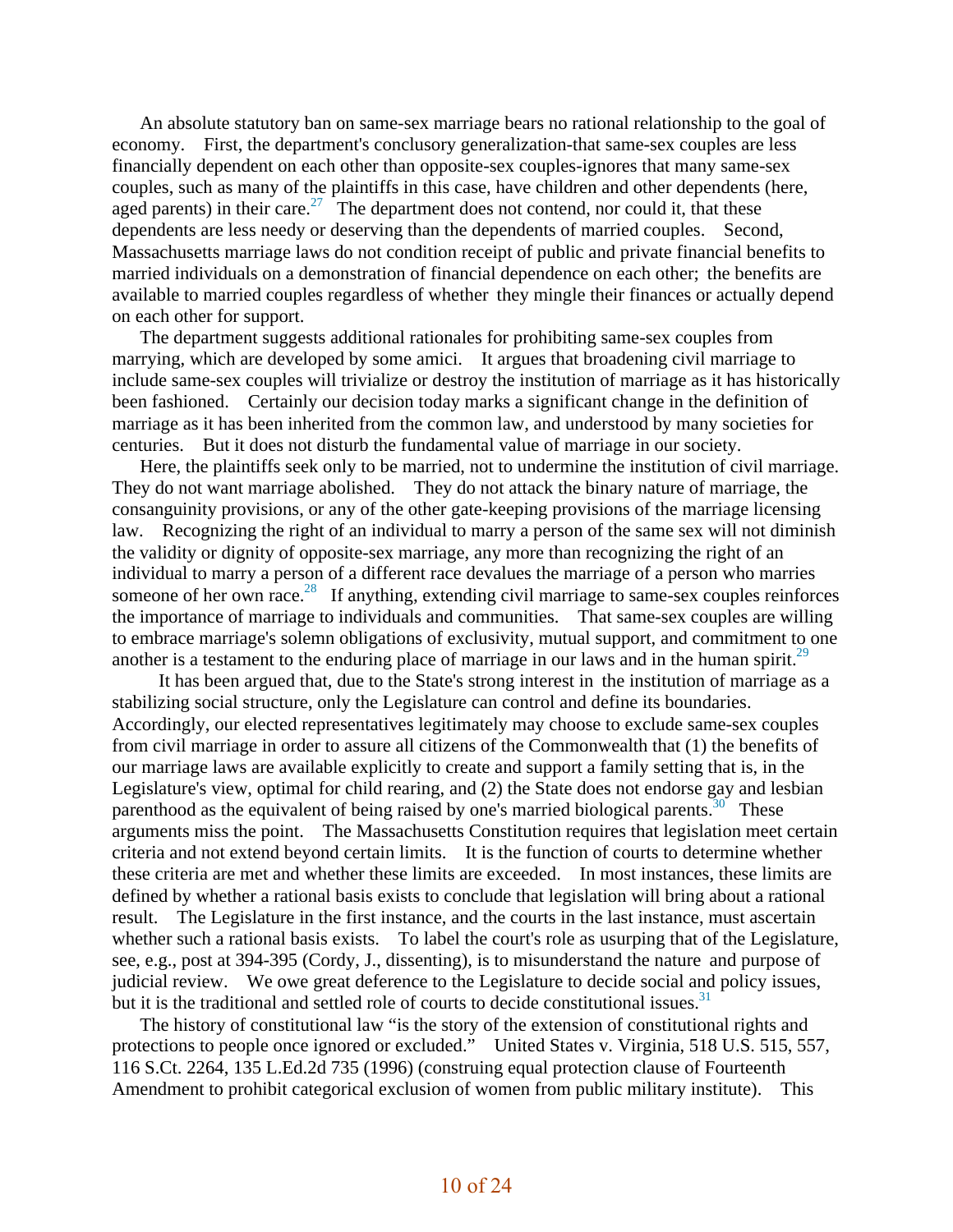An absolute statutory ban on same-sex marriage bears no rational relationship to the goal of economy. First, the department's conclusory generalization-that same-sex couples are less financially dependent on each other than opposite-sex couples-ignores that many same-sex couples, such as many of the plaintiffs in this case, have children and other dependents (here, aged parents) in their care.[27] The department does not contend, nor could it, that these dependents are less needy or deserving than the dependents of married couples. Second, Massachusetts marriage laws do not condition receipt of public and private financial benefits to married individuals on a demonstration of financial dependence on each other; the benefits are available to married couples regardless of whether they mingle their finances or actually depend on each other for support.

The department suggests additional rationales for prohibiting same-sex couples from marrying, which are developed by some amici. It argues that broadening civil marriage to include same-sex couples will trivialize or destroy the institution of marriage as it has historically been fashioned. Certainly our decision today marks a significant change in the definition of marriage as it has been inherited from the common law, and understood by many societies for centuries. But it does not disturb the fundamental value of marriage in our society.

Here, the plaintiffs seek only to be married, not to undermine the institution of civil marriage. They do not want marriage abolished. They do not attack the binary nature of marriage, the consanguinity provisions, or any of the other gate-keeping provisions of the marriage licensing law. Recognizing the right of an individual to marry a person of the same sex will not diminish the validity or dignity of opposite-sex marriage, any more than recognizing the right of an individual to marry a person of a different race devalues the marriage of a person who marries someone of her own race.[28] If anything, extending civil marriage to same-sex couples reinforces the importance of marriage to individuals and communities. That same-sex couples are willing to embrace marriage's solemn obligations of exclusivity, mutual support, and commitment to one another is a testament to the enduring place of marriage in our laws and in the human spirit.[29]

It has been argued that, due to the State's strong interest in the institution of marriage as a stabilizing social structure, only the Legislature can control and define its boundaries. Accordingly, our elected representatives legitimately may choose to exclude same-sex couples from civil marriage in order to assure all citizens of the Commonwealth that (1) the benefits of our marriage laws are available explicitly to create and support a family setting that is, in the Legislature's view, optimal for child rearing, and (2) the State does not endorse gay and lesbian parenthood as the equivalent of being raised by one's married biological parents.[30] These arguments miss the point. The Massachusetts Constitution requires that legislation meet certain criteria and not extend beyond certain limits. It is the function of courts to determine whether these criteria are met and whether these limits are exceeded. In most instances, these limits are defined by whether a rational basis exists to conclude that legislation will bring about a rational result. The Legislature in the first instance, and the courts in the last instance, must ascertain whether such a rational basis exists. To label the court's role as usurping that of the Legislature, see, e.g., post at 394-395 (Cordy, J., dissenting), is to misunderstand the nature and purpose of judicial review. We owe great deference to the Legislature to decide social and policy issues, but it is the traditional and settled role of courts to decide constitutional issues.[31]

The history of constitutional law "is the story of the extension of constitutional rights and protections to people once ignored or excluded." United States v. Virginia, 518 U.S. 515, 557, 116 S.Ct. 2264, 135 L.Ed.2d 735 (1996) (construing equal protection clause of Fourteenth Amendment to prohibit categorical exclusion of women from public military institute). This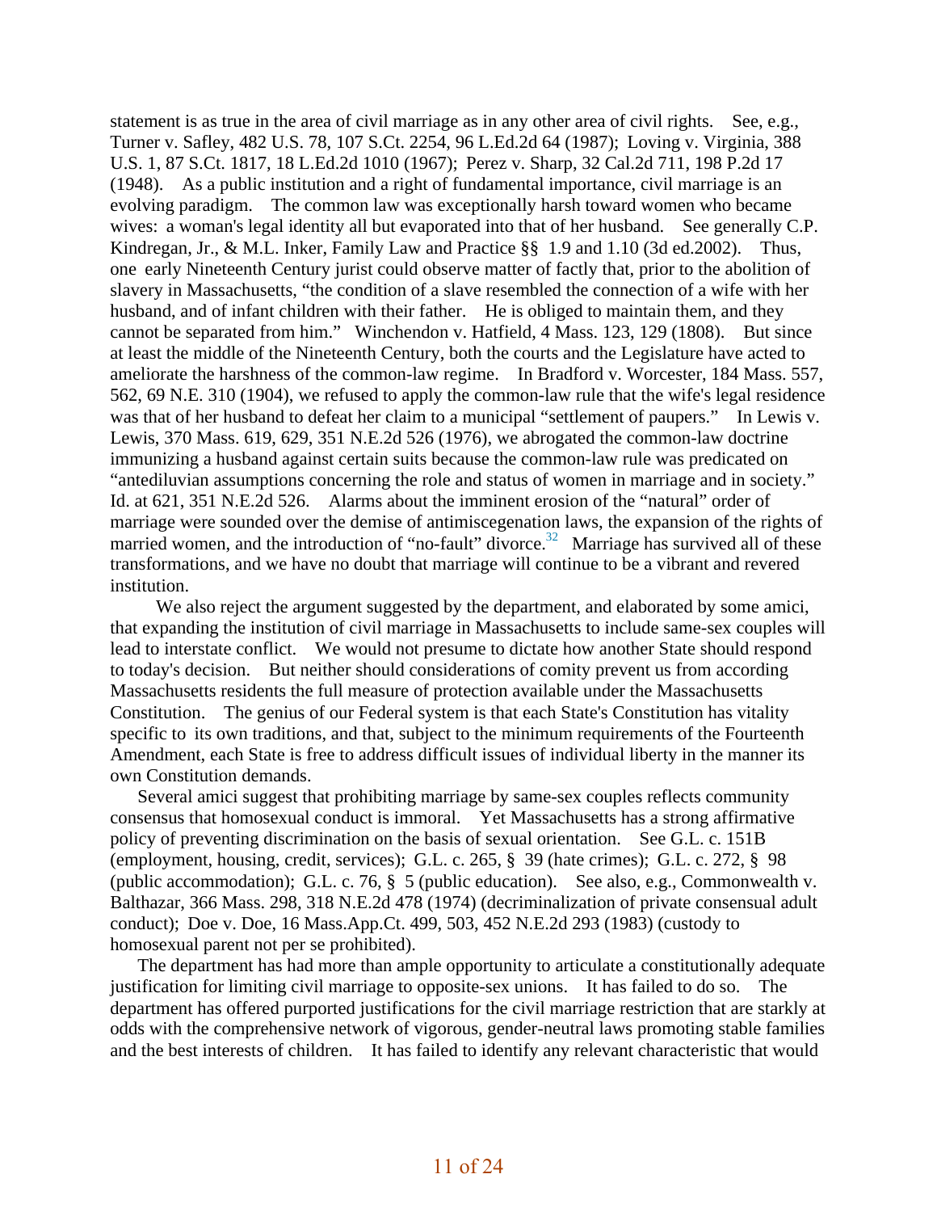statement is as true in the area of civil marriage as in any other area of civil rights. See, e.g., Turner v. Safley, 482 U.S. 78, 107 S.Ct. 2254, 96 L.Ed.2d 64 (1987); Loving v. Virginia, 388 U.S. 1, 87 S.Ct. 1817, 18 L.Ed.2d 1010 (1967); Perez v. Sharp, 32 Cal.2d 711, 198 P.2d 17 (1948). As a public institution and a right of fundamental importance, civil marriage is an evolving paradigm. The common law was exceptionally harsh toward women who became wives: a woman's legal identity all but evaporated into that of her husband. See generally C.P. Kindregan, Jr., & M.L. Inker, Family Law and Practice §§ 1.9 and 1.10 (3d ed.2002). Thus, one early Nineteenth Century jurist could observe matter of factly that, prior to the abolition of slavery in Massachusetts, "the condition of a slave resembled the connection of a wife with her husband, and of infant children with their father. He is obliged to maintain them, and they cannot be separated from him." Winchendon v. Hatfield, 4 Mass. 123, 129 (1808). But since at least the middle of the Nineteenth Century, both the courts and the Legislature have acted to ameliorate the harshness of the common-law regime. In Bradford v. Worcester, 184 Mass. 557, 562, 69 N.E. 310 (1904), we refused to apply the common-law rule that the wife's legal residence was that of her husband to defeat her claim to a municipal "settlement of paupers." In Lewis v. Lewis, 370 Mass. 619, 629, 351 N.E.2d 526 (1976), we abrogated the common-law doctrine immunizing a husband against certain suits because the common-law rule was predicated on "antediluvian assumptions concerning the role and status of women in marriage and in society." Id. at 621, 351 N.E.2d 526. Alarms about the imminent erosion of the "natural" order of marriage were sounded over the demise of antimiscegenation laws, the expansion of the rights of married women, and the introduction of "no-fault" divorce.[32] Marriage has survived all of these transformations, and we have no doubt that marriage will continue to be a vibrant and revered institution.

We also reject the argument suggested by the department, and elaborated by some amici, that expanding the institution of civil marriage in Massachusetts to include same-sex couples will lead to interstate conflict. We would not presume to dictate how another State should respond to today's decision. But neither should considerations of comity prevent us from according Massachusetts residents the full measure of protection available under the Massachusetts Constitution. The genius of our Federal system is that each State's Constitution has vitality specific to its own traditions, and that, subject to the minimum requirements of the Fourteenth Amendment, each State is free to address difficult issues of individual liberty in the manner its own Constitution demands.

Several amici suggest that prohibiting marriage by same-sex couples reflects community consensus that homosexual conduct is immoral. Yet Massachusetts has a strong affirmative policy of preventing discrimination on the basis of sexual orientation. See G.L. c. 151B (employment, housing, credit, services); G.L. c. 265, § 39 (hate crimes); G.L. c. 272, § 98 (public accommodation); G.L. c. 76, § 5 (public education). See also, e.g., Commonwealth v. Balthazar, 366 Mass. 298, 318 N.E.2d 478 (1974) (decriminalization of private consensual adult conduct); Doe v. Doe, 16 Mass.App.Ct. 499, 503, 452 N.E.2d 293 (1983) (custody to homosexual parent not per se prohibited).

The department has had more than ample opportunity to articulate a constitutionally adequate justification for limiting civil marriage to opposite-sex unions. It has failed to do so. The department has offered purported justifications for the civil marriage restriction that are starkly at odds with the comprehensive network of vigorous, gender-neutral laws promoting stable families and the best interests of children. It has failed to identify any relevant characteristic that would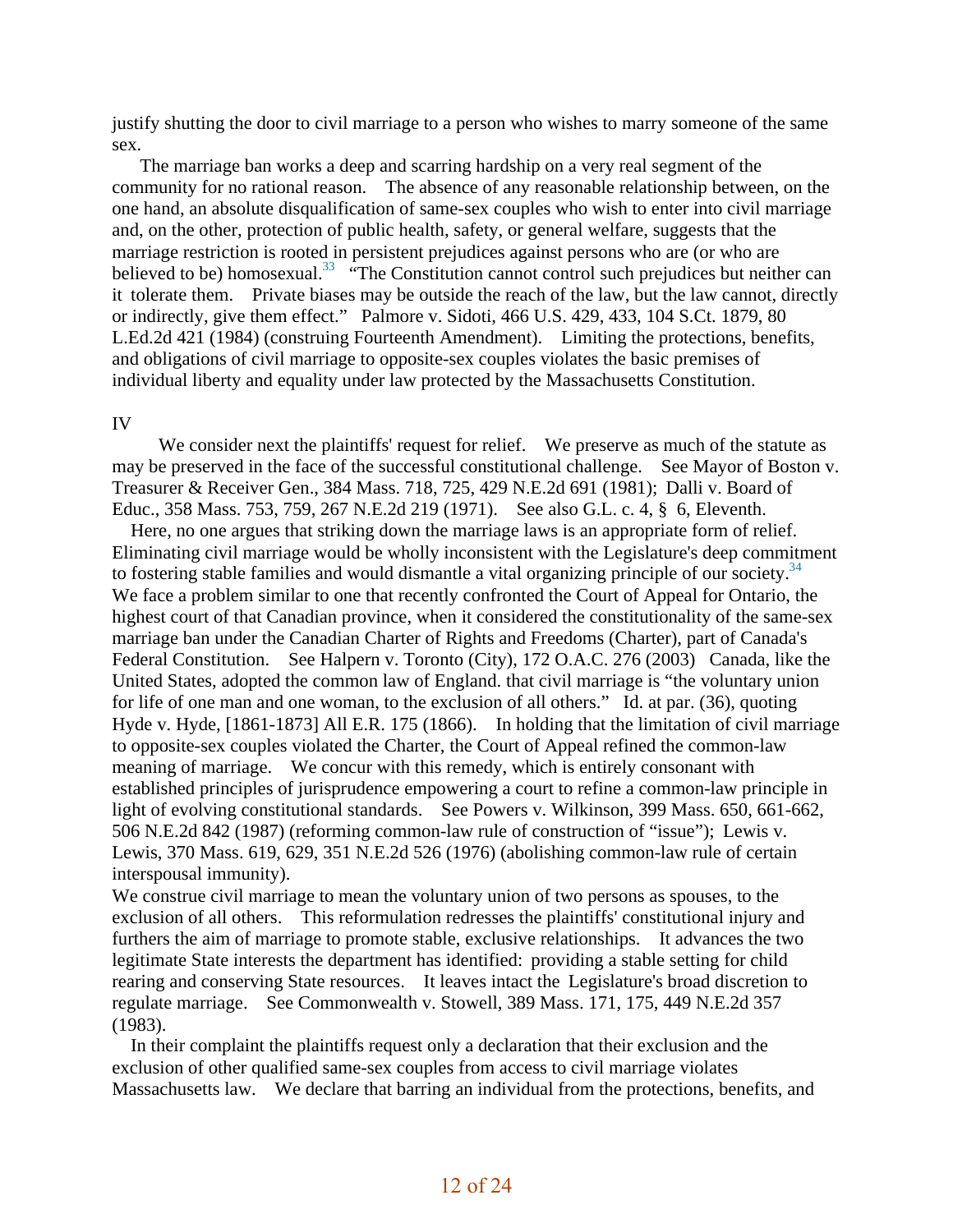justify shutting the door to civil marriage to a person who wishes to marry someone of the same sex.

The marriage ban works a deep and scarring hardship on a very real segment of the community for no rational reason. The absence of any reasonable relationship between, on the one hand, an absolute disqualification of same-sex couples who wish to enter into civil marriage and, on the other, protection of public health, safety, or general welfare, suggests that the marriage restriction is rooted in persistent prejudices against persons who are (or who are believed to be) homosexual.[33] "The Constitution cannot control such prejudices but neither can it tolerate them. Private biases may be outside the reach of the law, but the law cannot, directly or indirectly, give them effect." Palmore v. Sidoti, 466 U.S. 429, 433, 104 S.Ct. 1879, 80 L.Ed.2d 421 (1984) (construing Fourteenth Amendment). Limiting the protections, benefits, and obligations of civil marriage to opposite-sex couples violates the basic premises of individual liberty and equality under law protected by the Massachusetts Constitution.

IV

We consider next the plaintiffs' request for relief. We preserve as much of the statute as may be preserved in the face of the successful constitutional challenge. See Mayor of Boston v. Treasurer & Receiver Gen., 384 Mass. 718, 725, 429 N.E.2d 691 (1981); Dalli v. Board of Educ., 358 Mass. 753, 759, 267 N.E.2d 219 (1971). See also G.L. c. 4, § 6, Eleventh.

Here, no one argues that striking down the marriage laws is an appropriate form of relief. Eliminating civil marriage would be wholly inconsistent with the Legislature's deep commitment to fostering stable families and would dismantle a vital organizing principle of our society.[34] We face a problem similar to one that recently confronted the Court of Appeal for Ontario, the highest court of that Canadian province, when it considered the constitutionality of the same-sex marriage ban under the Canadian Charter of Rights and Freedoms (Charter), part of Canada's Federal Constitution. See Halpern v. Toronto (City), 172 O.A.C. 276 (2003) Canada, like the United States, adopted the common law of England. that civil marriage is "the voluntary union for life of one man and one woman, to the exclusion of all others." Id. at par. (36), quoting Hyde v. Hyde, [1861-1873] All E.R. 175 (1866). In holding that the limitation of civil marriage to opposite-sex couples violated the Charter, the Court of Appeal refined the common-law meaning of marriage. We concur with this remedy, which is entirely consonant with established principles of jurisprudence empowering a court to refine a common-law principle in light of evolving constitutional standards. See Powers v. Wilkinson, 399 Mass. 650, 661-662, 506 N.E.2d 842 (1987) (reforming common-law rule of construction of "issue"); Lewis v. Lewis, 370 Mass. 619, 629, 351 N.E.2d 526 (1976) (abolishing common-law rule of certain interspousal immunity).

We construe civil marriage to mean the voluntary union of two persons as spouses, to the exclusion of all others. This reformulation redresses the plaintiffs' constitutional injury and furthers the aim of marriage to promote stable, exclusive relationships. It advances the two legitimate State interests the department has identified: providing a stable setting for child rearing and conserving State resources. It leaves intact the Legislature's broad discretion to regulate marriage. See Commonwealth v. Stowell, 389 Mass. 171, 175, 449 N.E.2d 357 (1983).

In their complaint the plaintiffs request only a declaration that their exclusion and the exclusion of other qualified same-sex couples from access to civil marriage violates Massachusetts law. We declare that barring an individual from the protections, benefits, and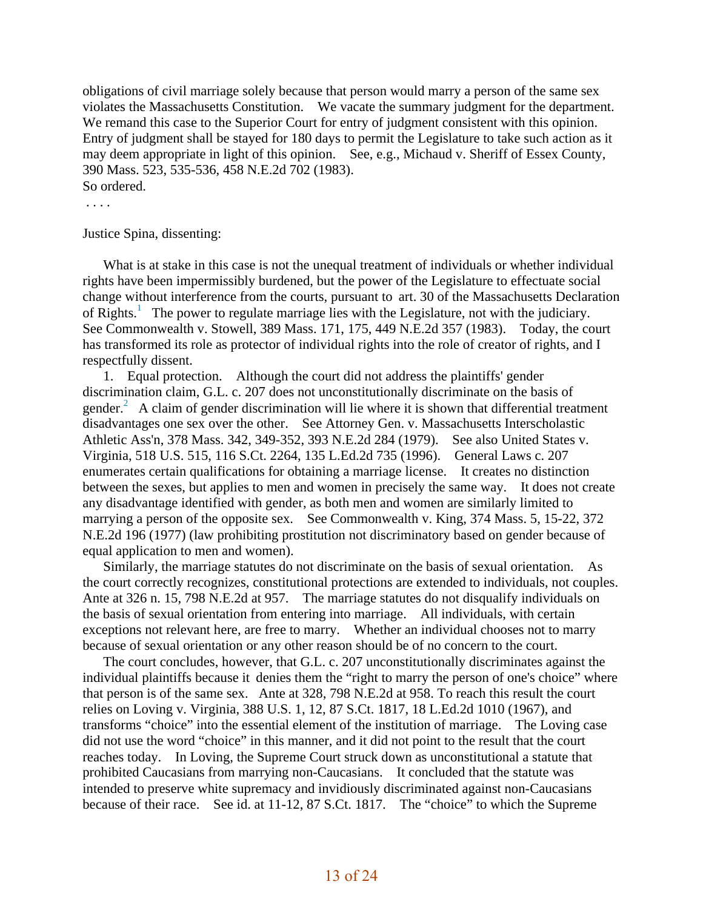obligations of civil marriage solely because that person would marry a person of the same sex violates the Massachusetts Constitution. We vacate the summary judgment for the department. We remand this case to the Superior Court for entry of judgment consistent with this opinion. Entry of judgment shall be stayed for 180 days to permit the Legislature to take such action as it may deem appropriate in light of this opinion. See, e.g., Michaud v. Sheriff of Essex County, 390 Mass. 523, 535-536, 458 N.E.2d 702 (1983).
So ordered.

. . . .

Justice Spina, dissenting:

What is at stake in this case is not the unequal treatment of individuals or whether individual rights have been impermissibly burdened, but the power of the Legislature to effectuate social change without interference from the courts, pursuant to art. 30 of the Massachusetts Declaration of Rights.[1] The power to regulate marriage lies with the Legislature, not with the judiciary. See Commonwealth v. Stowell, 389 Mass. 171, 175, 449 N.E.2d 357 (1983). Today, the court has transformed its role as protector of individual rights into the role of creator of rights, and I respectfully dissent.

1. Equal protection. Although the court did not address the plaintiffs' gender discrimination claim, G.L. c. 207 does not unconstitutionally discriminate on the basis of gender.[2] A claim of gender discrimination will lie where it is shown that differential treatment disadvantages one sex over the other. See Attorney Gen. v. Massachusetts Interscholastic Athletic Ass'n, 378 Mass. 342, 349-352, 393 N.E.2d 284 (1979). See also United States v. Virginia, 518 U.S. 515, 116 S.Ct. 2264, 135 L.Ed.2d 735 (1996). General Laws c. 207 enumerates certain qualifications for obtaining a marriage license. It creates no distinction between the sexes, but applies to men and women in precisely the same way. It does not create any disadvantage identified with gender, as both men and women are similarly limited to marrying a person of the opposite sex. See Commonwealth v. King, 374 Mass. 5, 15-22, 372 N.E.2d 196 (1977) (law prohibiting prostitution not discriminatory based on gender because of equal application to men and women).

Similarly, the marriage statutes do not discriminate on the basis of sexual orientation. As the court correctly recognizes, constitutional protections are extended to individuals, not couples. Ante at 326 n. 15, 798 N.E.2d at 957. The marriage statutes do not disqualify individuals on the basis of sexual orientation from entering into marriage. All individuals, with certain exceptions not relevant here, are free to marry. Whether an individual chooses not to marry because of sexual orientation or any other reason should be of no concern to the court.

The court concludes, however, that G.L. c. 207 unconstitutionally discriminates against the individual plaintiffs because it denies them the "right to marry the person of one's choice" where that person is of the same sex. Ante at 328, 798 N.E.2d at 958. To reach this result the court relies on Loving v. Virginia, 388 U.S. 1, 12, 87 S.Ct. 1817, 18 L.Ed.2d 1010 (1967), and transforms "choice" into the essential element of the institution of marriage. The Loving case did not use the word "choice" in this manner, and it did not point to the result that the court reaches today. In Loving, the Supreme Court struck down as unconstitutional a statute that prohibited Caucasians from marrying non-Caucasians. It concluded that the statute was intended to preserve white supremacy and invidiously discriminated against non-Caucasians because of their race. See id. at 11-12, 87 S.Ct. 1817. The "choice" to which the Supreme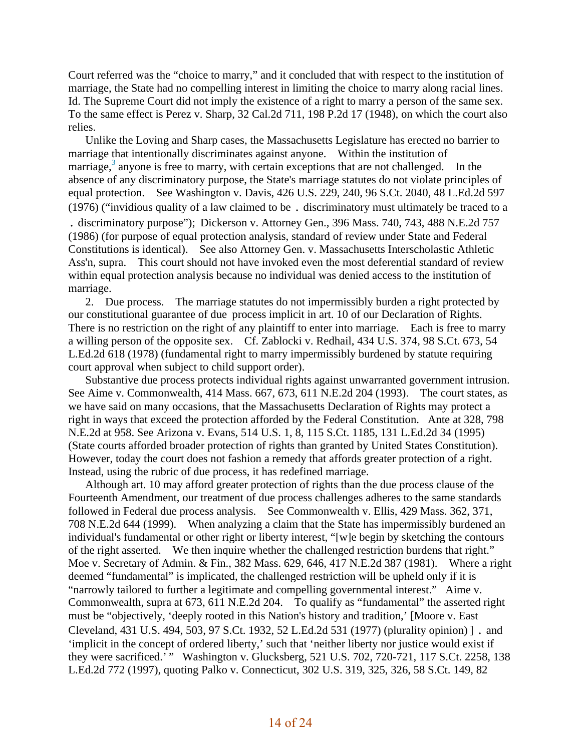Court referred was the "choice to marry," and it concluded that with respect to the institution of marriage, the State had no compelling interest in limiting the choice to marry along racial lines. Id. The Supreme Court did not imply the existence of a right to marry a person of the same sex. To the same effect is Perez v. Sharp, 32 Cal.2d 711, 198 P.2d 17 (1948), on which the court also relies.

Unlike the Loving and Sharp cases, the Massachusetts Legislature has erected no barrier to marriage that intentionally discriminates against anyone. Within the institution of marriage,[3] anyone is free to marry, with certain exceptions that are not challenged. In the absence of any discriminatory purpose, the State's marriage statutes do not violate principles of equal protection. See Washington v. Davis, 426 U.S. 229, 240, 96 S.Ct. 2040, 48 L.Ed.2d 597 (1976) ("invidious quality of a law claimed to be . discriminatory must ultimately be traced to a . discriminatory purpose"); Dickerson v. Attorney Gen., 396 Mass. 740, 743, 488 N.E.2d 757 (1986) (for purpose of equal protection analysis, standard of review under State and Federal Constitutions is identical). See also Attorney Gen. v. Massachusetts Interscholastic Athletic Ass'n, supra. This court should not have invoked even the most deferential standard of review within equal protection analysis because no individual was denied access to the institution of marriage.

2. Due process. The marriage statutes do not impermissibly burden a right protected by our constitutional guarantee of due process implicit in art. 10 of our Declaration of Rights. There is no restriction on the right of any plaintiff to enter into marriage. Each is free to marry a willing person of the opposite sex. Cf. Zablocki v. Redhail, 434 U.S. 374, 98 S.Ct. 673, 54 L.Ed.2d 618 (1978) (fundamental right to marry impermissibly burdened by statute requiring court approval when subject to child support order).

Substantive due process protects individual rights against unwarranted government intrusion. See Aime v. Commonwealth, 414 Mass. 667, 673, 611 N.E.2d 204 (1993). The court states, as we have said on many occasions, that the Massachusetts Declaration of Rights may protect a right in ways that exceed the protection afforded by the Federal Constitution. Ante at 328, 798 N.E.2d at 958. See Arizona v. Evans, 514 U.S. 1, 8, 115 S.Ct. 1185, 131 L.Ed.2d 34 (1995) (State courts afforded broader protection of rights than granted by United States Constitution). However, today the court does not fashion a remedy that affords greater protection of a right. Instead, using the rubric of due process, it has redefined marriage.

Although art. 10 may afford greater protection of rights than the due process clause of the Fourteenth Amendment, our treatment of due process challenges adheres to the same standards followed in Federal due process analysis. See Commonwealth v. Ellis, 429 Mass. 362, 371, 708 N.E.2d 644 (1999). When analyzing a claim that the State has impermissibly burdened an individual's fundamental or other right or liberty interest, "[w]e begin by sketching the contours of the right asserted. We then inquire whether the challenged restriction burdens that right." Moe v. Secretary of Admin. & Fin., 382 Mass. 629, 646, 417 N.E.2d 387 (1981). Where a right deemed "fundamental" is implicated, the challenged restriction will be upheld only if it is "narrowly tailored to further a legitimate and compelling governmental interest." Aime v. Commonwealth, supra at 673, 611 N.E.2d 204. To qualify as "fundamental" the asserted right must be "objectively, 'deeply rooted in this Nation's history and tradition,' [Moore v. East Cleveland, 431 U.S. 494, 503, 97 S.Ct. 1932, 52 L.Ed.2d 531 (1977) (plurality opinion) ] . and 'implicit in the concept of ordered liberty,' such that 'neither liberty nor justice would exist if they were sacrificed.' " Washington v. Glucksberg, 521 U.S. 702, 720-721, 117 S.Ct. 2258, 138 L.Ed.2d 772 (1997), quoting Palko v. Connecticut, 302 U.S. 319, 325, 326, 58 S.Ct. 149, 82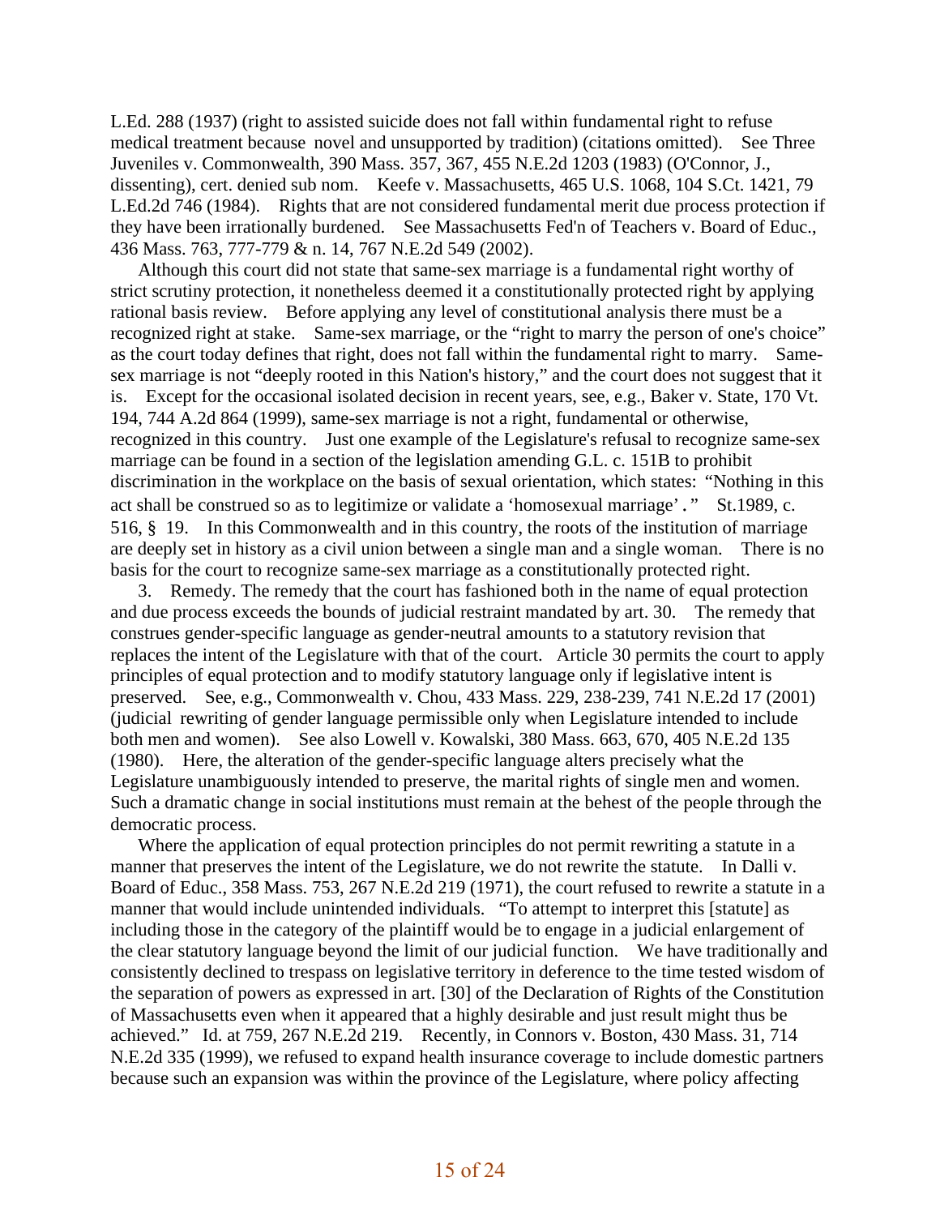L.Ed. 288 (1937) (right to assisted suicide does not fall within fundamental right to refuse medical treatment because novel and unsupported by tradition) (citations omitted). See Three Juveniles v. Commonwealth, 390 Mass. 357, 367, 455 N.E.2d 1203 (1983) (O'Connor, J., dissenting), cert. denied sub nom. Keefe v. Massachusetts, 465 U.S. 1068, 104 S.Ct. 1421, 79 L.Ed.2d 746 (1984). Rights that are not considered fundamental merit due process protection if they have been irrationally burdened. See Massachusetts Fed'n of Teachers v. Board of Educ., 436 Mass. 763, 777-779 & n. 14, 767 N.E.2d 549 (2002).

Although this court did not state that same-sex marriage is a fundamental right worthy of strict scrutiny protection, it nonetheless deemed it a constitutionally protected right by applying rational basis review. Before applying any level of constitutional analysis there must be a recognized right at stake. Same-sex marriage, or the "right to marry the person of one's choice" as the court today defines that right, does not fall within the fundamental right to marry. Same-sex marriage is not "deeply rooted in this Nation's history," and the court does not suggest that it is. Except for the occasional isolated decision in recent years, see, e.g., Baker v. State, 170 Vt. 194, 744 A.2d 864 (1999), same-sex marriage is not a right, fundamental or otherwise, recognized in this country. Just one example of the Legislature's refusal to recognize same-sex marriage can be found in a section of the legislation amending G.L. c. 151B to prohibit discrimination in the workplace on the basis of sexual orientation, which states: "Nothing in this act shall be construed so as to legitimize or validate a 'homosexual marriage'." St.1989, c. 516, § 19. In this Commonwealth and in this country, the roots of the institution of marriage are deeply set in history as a civil union between a single man and a single woman. There is no basis for the court to recognize same-sex marriage as a constitutionally protected right.

3. Remedy. The remedy that the court has fashioned both in the name of equal protection and due process exceeds the bounds of judicial restraint mandated by art. 30. The remedy that construes gender-specific language as gender-neutral amounts to a statutory revision that replaces the intent of the Legislature with that of the court. Article 30 permits the court to apply principles of equal protection and to modify statutory language only if legislative intent is preserved. See, e.g., Commonwealth v. Chou, 433 Mass. 229, 238-239, 741 N.E.2d 17 (2001) (judicial rewriting of gender language permissible only when Legislature intended to include both men and women). See also Lowell v. Kowalski, 380 Mass. 663, 670, 405 N.E.2d 135 (1980). Here, the alteration of the gender-specific language alters precisely what the Legislature unambiguously intended to preserve, the marital rights of single men and women. Such a dramatic change in social institutions must remain at the behest of the people through the democratic process.

Where the application of equal protection principles do not permit rewriting a statute in a manner that preserves the intent of the Legislature, we do not rewrite the statute. In Dalli v. Board of Educ., 358 Mass. 753, 267 N.E.2d 219 (1971), the court refused to rewrite a statute in a manner that would include unintended individuals. "To attempt to interpret this [statute] as including those in the category of the plaintiff would be to engage in a judicial enlargement of the clear statutory language beyond the limit of our judicial function. We have traditionally and consistently declined to trespass on legislative territory in deference to the time tested wisdom of the separation of powers as expressed in art. [30] of the Declaration of Rights of the Constitution of Massachusetts even when it appeared that a highly desirable and just result might thus be achieved." Id. at 759, 267 N.E.2d 219. Recently, in Connors v. Boston, 430 Mass. 31, 714 N.E.2d 335 (1999), we refused to expand health insurance coverage to include domestic partners because such an expansion was within the province of the Legislature, where policy affecting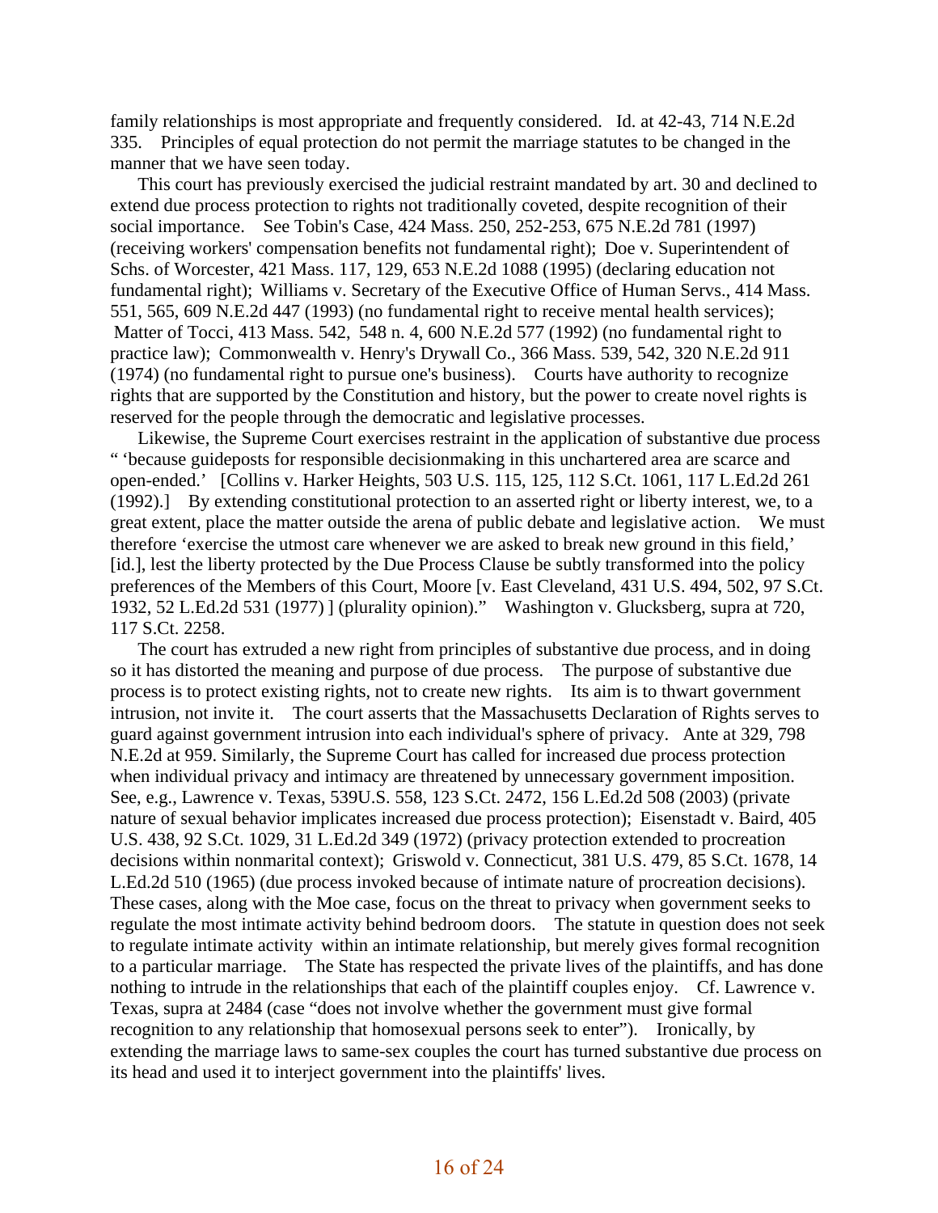family relationships is most appropriate and frequently considered. Id. at 42-43, 714 N.E.2d 335. Principles of equal protection do not permit the marriage statutes to be changed in the manner that we have seen today.

This court has previously exercised the judicial restraint mandated by art. 30 and declined to extend due process protection to rights not traditionally coveted, despite recognition of their social importance. See Tobin's Case, 424 Mass. 250, 252-253, 675 N.E.2d 781 (1997) (receiving workers' compensation benefits not fundamental right); Doe v. Superintendent of Schs. of Worcester, 421 Mass. 117, 129, 653 N.E.2d 1088 (1995) (declaring education not fundamental right); Williams v. Secretary of the Executive Office of Human Servs., 414 Mass. 551, 565, 609 N.E.2d 447 (1993) (no fundamental right to receive mental health services); Matter of Tocci, 413 Mass. 542, 548 n. 4, 600 N.E.2d 577 (1992) (no fundamental right to practice law); Commonwealth v. Henry's Drywall Co., 366 Mass. 539, 542, 320 N.E.2d 911 (1974) (no fundamental right to pursue one's business). Courts have authority to recognize rights that are supported by the Constitution and history, but the power to create novel rights is reserved for the people through the democratic and legislative processes.

Likewise, the Supreme Court exercises restraint in the application of substantive due process " 'because guideposts for responsible decisionmaking in this unchartered area are scarce and open-ended.' [Collins v. Harker Heights, 503 U.S. 115, 125, 112 S.Ct. 1061, 117 L.Ed.2d 261 (1992).] By extending constitutional protection to an asserted right or liberty interest, we, to a great extent, place the matter outside the arena of public debate and legislative action. We must therefore 'exercise the utmost care whenever we are asked to break new ground in this field,' [id.], lest the liberty protected by the Due Process Clause be subtly transformed into the policy preferences of the Members of this Court, Moore [v. East Cleveland, 431 U.S. 494, 502, 97 S.Ct. 1932, 52 L.Ed.2d 531 (1977) ] (plurality opinion)." Washington v. Glucksberg, supra at 720, 117 S.Ct. 2258.

The court has extruded a new right from principles of substantive due process, and in doing so it has distorted the meaning and purpose of due process. The purpose of substantive due process is to protect existing rights, not to create new rights. Its aim is to thwart government intrusion, not invite it. The court asserts that the Massachusetts Declaration of Rights serves to guard against government intrusion into each individual's sphere of privacy. Ante at 329, 798 N.E.2d at 959. Similarly, the Supreme Court has called for increased due process protection when individual privacy and intimacy are threatened by unnecessary government imposition. See, e.g., Lawrence v. Texas, 539U.S. 558, 123 S.Ct. 2472, 156 L.Ed.2d 508 (2003) (private nature of sexual behavior implicates increased due process protection); Eisenstadt v. Baird, 405 U.S. 438, 92 S.Ct. 1029, 31 L.Ed.2d 349 (1972) (privacy protection extended to procreation decisions within nonmarital context); Griswold v. Connecticut, 381 U.S. 479, 85 S.Ct. 1678, 14 L.Ed.2d 510 (1965) (due process invoked because of intimate nature of procreation decisions). These cases, along with the Moe case, focus on the threat to privacy when government seeks to regulate the most intimate activity behind bedroom doors. The statute in question does not seek to regulate intimate activity within an intimate relationship, but merely gives formal recognition to a particular marriage. The State has respected the private lives of the plaintiffs, and has done nothing to intrude in the relationships that each of the plaintiff couples enjoy. Cf. Lawrence v. Texas, supra at 2484 (case "does not involve whether the government must give formal recognition to any relationship that homosexual persons seek to enter"). Ironically, by extending the marriage laws to same-sex couples the court has turned substantive due process on its head and used it to interject government into the plaintiffs' lives.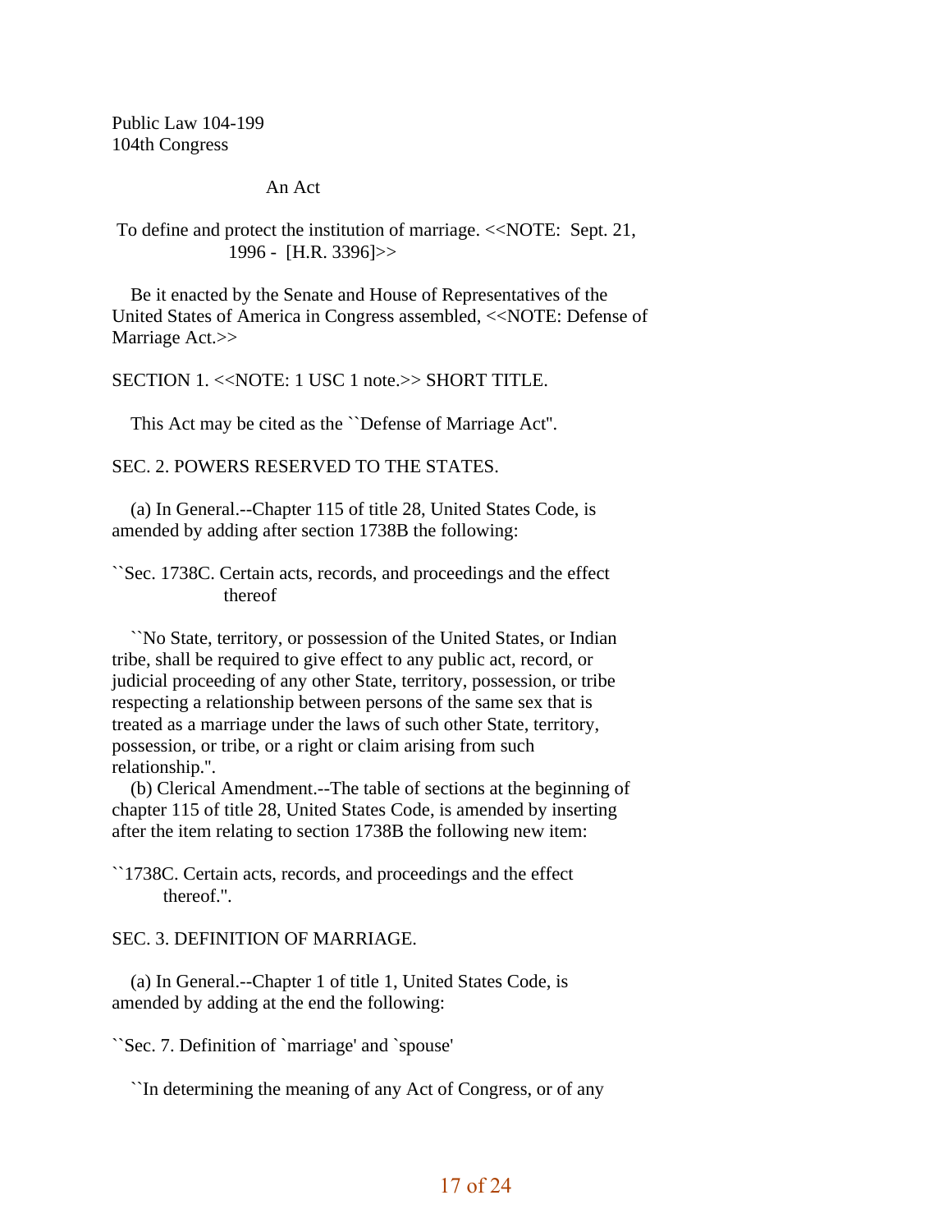Public Law 104-199
104th Congress

An Act

To define and protect the institution of marriage. <<NOTE: Sept. 21, 1996 - [H.R. 3396]>>

Be it enacted by the Senate and House of Representatives of the United States of America in Congress assembled, <<NOTE: Defense of Marriage Act.>>

SECTION 1. <<NOTE: 1 USC 1 note.>> SHORT TITLE.

This Act may be cited as the ``Defense of Marriage Act''.

SEC. 2. POWERS RESERVED TO THE STATES.

(a) In General.--Chapter 115 of title 28, United States Code, is amended by adding after section 1738B the following:

``Sec. 1738C. Certain acts, records, and proceedings and the effect thereof

``No State, territory, or possession of the United States, or Indian tribe, shall be required to give effect to any public act, record, or judicial proceeding of any other State, territory, possession, or tribe respecting a relationship between persons of the same sex that is treated as a marriage under the laws of such other State, territory, possession, or tribe, or a right or claim arising from such relationship.''.

(b) Clerical Amendment.--The table of sections at the beginning of chapter 115 of title 28, United States Code, is amended by inserting after the item relating to section 1738B the following new item:

``1738C. Certain acts, records, and proceedings and the effect thereof.''.

SEC. 3. DEFINITION OF MARRIAGE.

(a) In General.--Chapter 1 of title 1, United States Code, is amended by adding at the end the following:

``Sec. 7. Definition of `marriage' and `spouse'

``In determining the meaning of any Act of Congress, or of any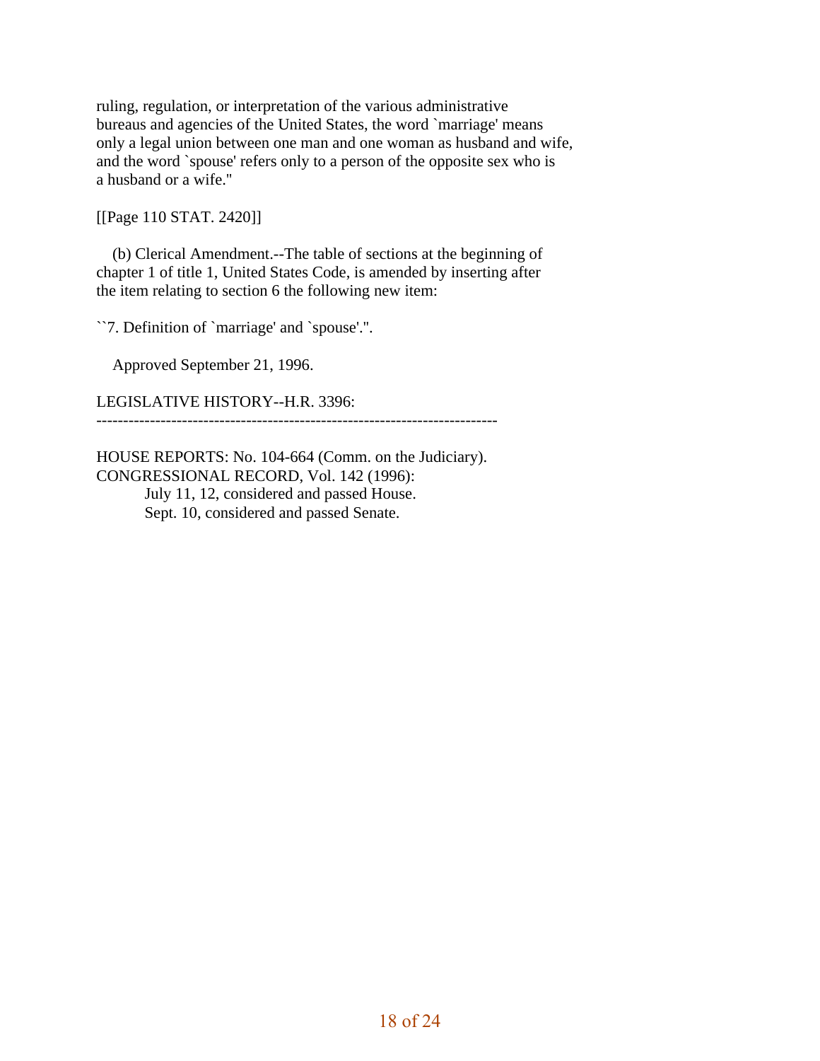ruling, regulation, or interpretation of the various administrative bureaus and agencies of the United States, the word `marriage' means only a legal union between one man and one woman as husband and wife, and the word `spouse' refers only to a person of the opposite sex who is a husband or a wife."

[[Page 110 STAT. 2420]]

(b) Clerical Amendment.--The table of sections at the beginning of chapter 1 of title 1, United States Code, is amended by inserting after the item relating to section 6 the following new item:

``7. Definition of `marriage' and `spouse'.".

Approved September 21, 1996.

LEGISLATIVE HISTORY--H.R. 3396:

---

HOUSE REPORTS: No. 104-664 (Comm. on the Judiciary).
CONGRESSIONAL RECORD, Vol. 142 (1996):
July 11, 12, considered and passed House.
Sept. 10, considered and passed Senate.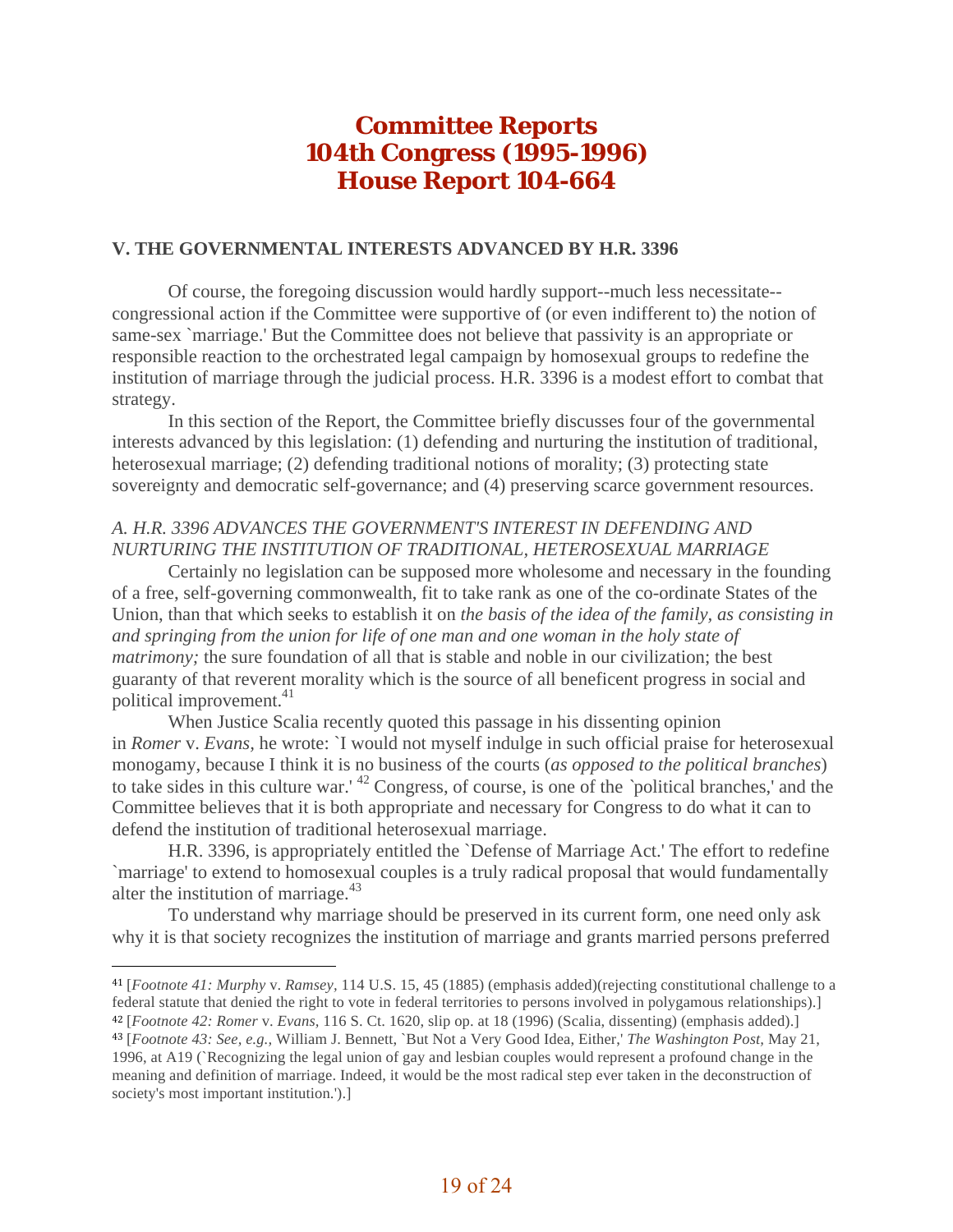# Committee Reports
# 104th Congress (1995-1996)
# House Report 104-664

### V. THE GOVERNMENTAL INTERESTS ADVANCED BY H.R. 3396

Of course, the foregoing discussion would hardly support--much less necessitate--congressional action if the Committee were supportive of (or even indifferent to) the notion of same-sex `marriage.' But the Committee does not believe that passivity is an appropriate or responsible reaction to the orchestrated legal campaign by homosexual groups to redefine the institution of marriage through the judicial process. H.R. 3396 is a modest effort to combat that strategy.

In this section of the Report, the Committee briefly discusses four of the governmental interests advanced by this legislation: (1) defending and nurturing the institution of traditional, heterosexual marriage; (2) defending traditional notions of morality; (3) protecting state sovereignty and democratic self-governance; and (4) preserving scarce government resources.

*A. H.R. 3396 ADVANCES THE GOVERNMENT'S INTEREST IN DEFENDING AND NURTURING THE INSTITUTION OF TRADITIONAL, HETEROSEXUAL MARRIAGE*

Certainly no legislation can be supposed more wholesome and necessary in the founding of a free, self-governing commonwealth, fit to take rank as one of the co-ordinate States of the Union, than that which seeks to establish it on *the basis of the idea of the family, as consisting in and springing from the union for life of one man and one woman in the holy state of matrimony;* the sure foundation of all that is stable and noble in our civilization; the best guaranty of that reverent morality which is the source of all beneficent progress in social and political improvement.[41]

When Justice Scalia recently quoted this passage in his dissenting opinion in *Romer* v. *Evans*, he wrote: `I would not myself indulge in such official praise for heterosexual monogamy, because I think it is no business of the courts (*as opposed to the political branches*) to take sides in this culture war.' [42] Congress, of course, is one of the `political branches,' and the Committee believes that it is both appropriate and necessary for Congress to do what it can to defend the institution of traditional heterosexual marriage.

H.R. 3396, is appropriately entitled the `Defense of Marriage Act.' The effort to redefine `marriage' to extend to homosexual couples is a truly radical proposal that would fundamentally alter the institution of marriage.[43]

To understand why marriage should be preserved in its current form, one need only ask why it is that society recognizes the institution of marriage and grants married persons preferred

---

41 [*Footnote 41: Murphy* v. *Ramsey*, 114 U.S. 15, 45 (1885) (emphasis added)(rejecting constitutional challenge to a federal statute that denied the right to vote in federal territories to persons involved in polygamous relationships).]

42 [*Footnote 42: Romer* v. *Evans*, 116 S. Ct. 1620, slip op. at 18 (1996) (Scalia, dissenting) (emphasis added).]

43 [*Footnote 43: See, e.g.*, William J. Bennett, `But Not a Very Good Idea, Either,' *The Washington Post*, May 21, 1996, at A19 (`Recognizing the legal union of gay and lesbian couples would represent a profound change in the meaning and definition of marriage. Indeed, it would be the most radical step ever taken in the deconstruction of society's most important institution.').]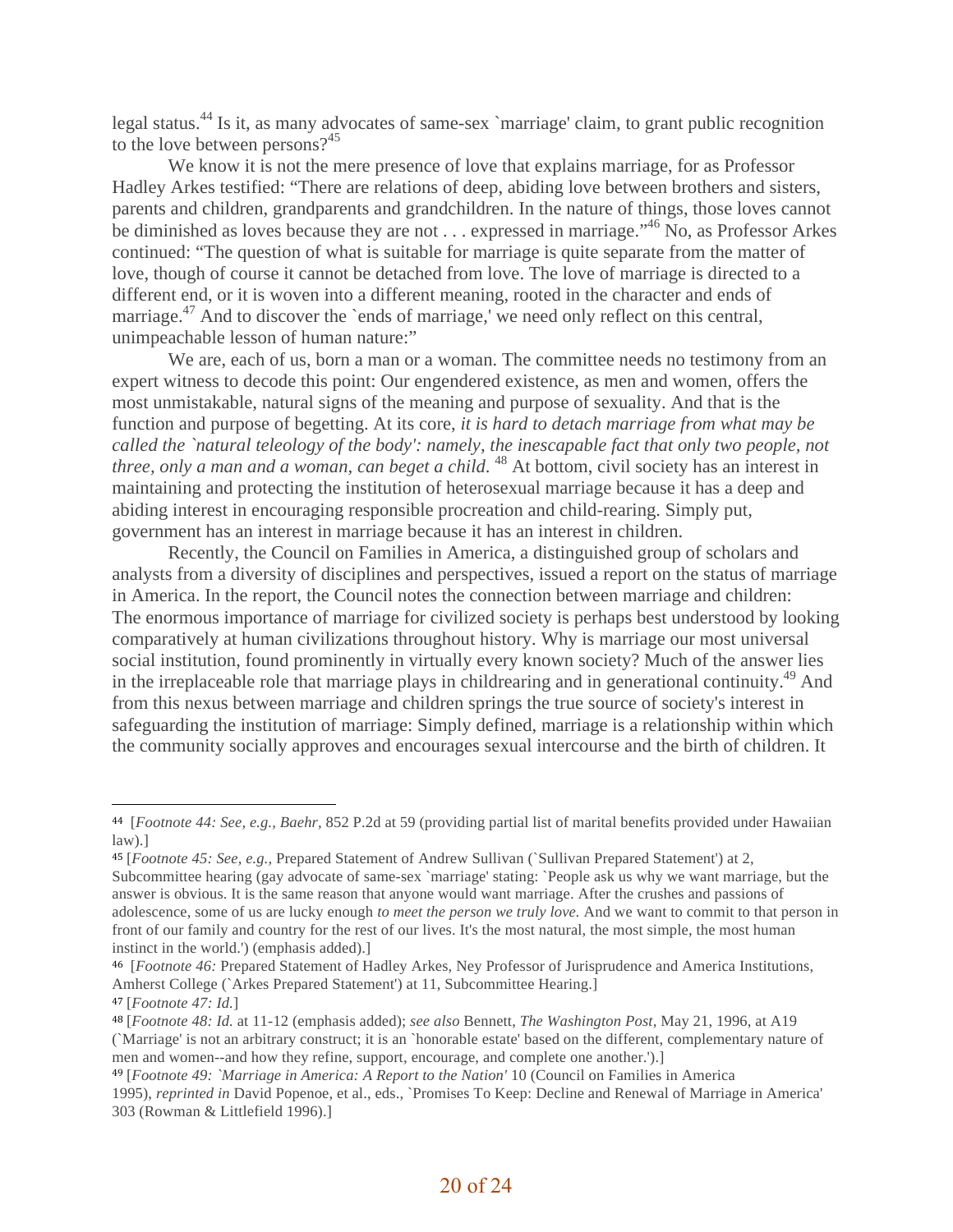legal status.[44] Is it, as many advocates of same-sex `marriage' claim, to grant public recognition to the love between persons?[45]

We know it is not the mere presence of love that explains marriage, for as Professor Hadley Arkes testified: "There are relations of deep, abiding love between brothers and sisters, parents and children, grandparents and grandchildren. In the nature of things, those loves cannot be diminished as loves because they are not . . . expressed in marriage."[46] No, as Professor Arkes continued: "The question of what is suitable for marriage is quite separate from the matter of love, though of course it cannot be detached from love. The love of marriage is directed to a different end, or it is woven into a different meaning, rooted in the character and ends of marriage.[47] And to discover the `ends of marriage,' we need only reflect on this central, unimpeachable lesson of human nature:"

We are, each of us, born a man or a woman. The committee needs no testimony from an expert witness to decode this point: Our engendered existence, as men and women, offers the most unmistakable, natural signs of the meaning and purpose of sexuality. And that is the function and purpose of begetting. At its core, *it is hard to detach marriage from what may be called the `natural teleology of the body': namely, the inescapable fact that only two people, not three, only a man and a woman, can beget a child.* [48] At bottom, civil society has an interest in maintaining and protecting the institution of heterosexual marriage because it has a deep and abiding interest in encouraging responsible procreation and child-rearing. Simply put, government has an interest in marriage because it has an interest in children.

Recently, the Council on Families in America, a distinguished group of scholars and analysts from a diversity of disciplines and perspectives, issued a report on the status of marriage in America. In the report, the Council notes the connection between marriage and children: The enormous importance of marriage for civilized society is perhaps best understood by looking comparatively at human civilizations throughout history. Why is marriage our most universal social institution, found prominently in virtually every known society? Much of the answer lies in the irreplaceable role that marriage plays in childrearing and in generational continuity.[49] And from this nexus between marriage and children springs the true source of society's interest in safeguarding the institution of marriage: Simply defined, marriage is a relationship within which the community socially approves and encourages sexual intercourse and the birth of children. It

---

[44] [*Footnote 44: See, e.g., Baehr,* 852 P.2d at 59 (providing partial list of marital benefits provided under Hawaiian law).]

[45] [*Footnote 45: See, e.g.,* Prepared Statement of Andrew Sullivan (`Sullivan Prepared Statement') at 2, Subcommittee hearing (gay advocate of same-sex `marriage' stating: `People ask us why we want marriage, but the answer is obvious. It is the same reason that anyone would want marriage. After the crushes and passions of adolescence, some of us are lucky enough *to meet the person we truly love.* And we want to commit to that person in front of our family and country for the rest of our lives. It's the most natural, the most simple, the most human instinct in the world.') (emphasis added).]

[46] [*Footnote 46:* Prepared Statement of Hadley Arkes, Ney Professor of Jurisprudence and America Institutions, Amherst College (`Arkes Prepared Statement') at 11, Subcommittee Hearing.]

[47] [*Footnote 47: Id.*]

[48] [*Footnote 48: Id.* at 11-12 (emphasis added); *see also* Bennett, *The Washington Post*, May 21, 1996, at A19 (`Marriage' is not an arbitrary construct; it is an `honorable estate' based on the different, complementary nature of men and women--and how they refine, support, encourage, and complete one another.').]

[49] [*Footnote 49: `Marriage in America: A Report to the Nation'* 10 (Council on Families in America 1995), *reprinted in* David Popenoe, et al., eds., `Promises To Keep: Decline and Renewal of Marriage in America' 303 (Rowman & Littlefield 1996).]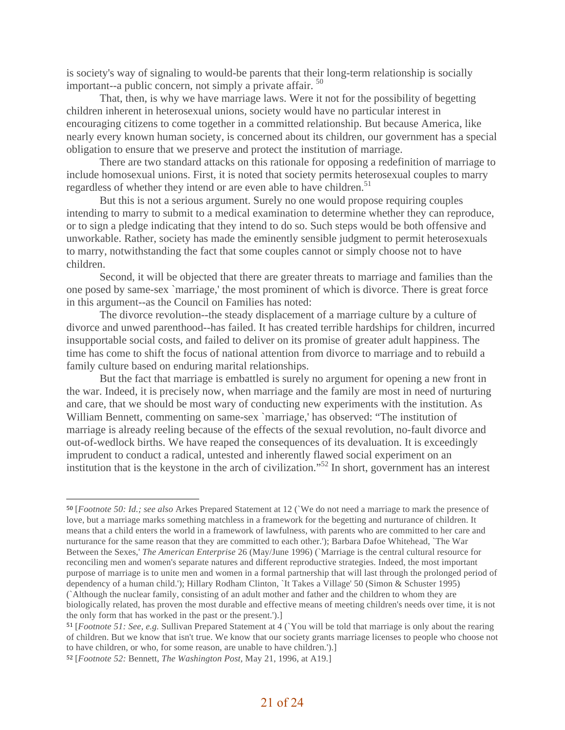is society's way of signaling to would-be parents that their long-term relationship is socially important--a public concern, not simply a private affair. [50]

That, then, is why we have marriage laws. Were it not for the possibility of begetting children inherent in heterosexual unions, society would have no particular interest in encouraging citizens to come together in a committed relationship. But because America, like nearly every known human society, is concerned about its children, our government has a special obligation to ensure that we preserve and protect the institution of marriage.

There are two standard attacks on this rationale for opposing a redefinition of marriage to include homosexual unions. First, it is noted that society permits heterosexual couples to marry regardless of whether they intend or are even able to have children.[51]

But this is not a serious argument. Surely no one would propose requiring couples intending to marry to submit to a medical examination to determine whether they can reproduce, or to sign a pledge indicating that they intend to do so. Such steps would be both offensive and unworkable. Rather, society has made the eminently sensible judgment to permit heterosexuals to marry, notwithstanding the fact that some couples cannot or simply choose not to have children.

Second, it will be objected that there are greater threats to marriage and families than the one posed by same-sex `marriage,' the most prominent of which is divorce. There is great force in this argument--as the Council on Families has noted:

The divorce revolution--the steady displacement of a marriage culture by a culture of divorce and unwed parenthood--has failed. It has created terrible hardships for children, incurred insupportable social costs, and failed to deliver on its promise of greater adult happiness. The time has come to shift the focus of national attention from divorce to marriage and to rebuild a family culture based on enduring marital relationships.

But the fact that marriage is embattled is surely no argument for opening a new front in the war. Indeed, it is precisely now, when marriage and the family are most in need of nurturing and care, that we should be most wary of conducting new experiments with the institution. As William Bennett, commenting on same-sex `marriage,' has observed: "The institution of marriage is already reeling because of the effects of the sexual revolution, no-fault divorce and out-of-wedlock births. We have reaped the consequences of its devaluation. It is exceedingly imprudent to conduct a radical, untested and inherently flawed social experiment on an institution that is the keystone in the arch of civilization."[52] In short, government has an interest

---

[50] [*Footnote 50: Id.; see also* Arkes Prepared Statement at 12 (`We do not need a marriage to mark the presence of love, but a marriage marks something matchless in a framework for the begetting and nurturance of children. It means that a child enters the world in a framework of lawfulness, with parents who are committed to her care and nurturance for the same reason that they are committed to each other.'); Barbara Dafoe Whitehead, `The War Between the Sexes,' *The American Enterprise* 26 (May/June 1996) (`Marriage is the central cultural resource for reconciling men and women's separate natures and different reproductive strategies. Indeed, the most important purpose of marriage is to unite men and women in a formal partnership that will last through the prolonged period of dependency of a human child.'); Hillary Rodham Clinton, `It Takes a Village' 50 (Simon & Schuster 1995) (`Although the nuclear family, consisting of an adult mother and father and the children to whom they are biologically related, has proven the most durable and effective means of meeting children's needs over time, it is not the only form that has worked in the past or the present.').]

[51] [*Footnote 51: See, e.g.* Sullivan Prepared Statement at 4 (`You will be told that marriage is only about the rearing of children. But we know that isn't true. We know that our society grants marriage licenses to people who choose not to have children, or who, for some reason, are unable to have children.').]

[52] [*Footnote 52:* Bennett, *The Washington Post*, May 21, 1996, at A19.]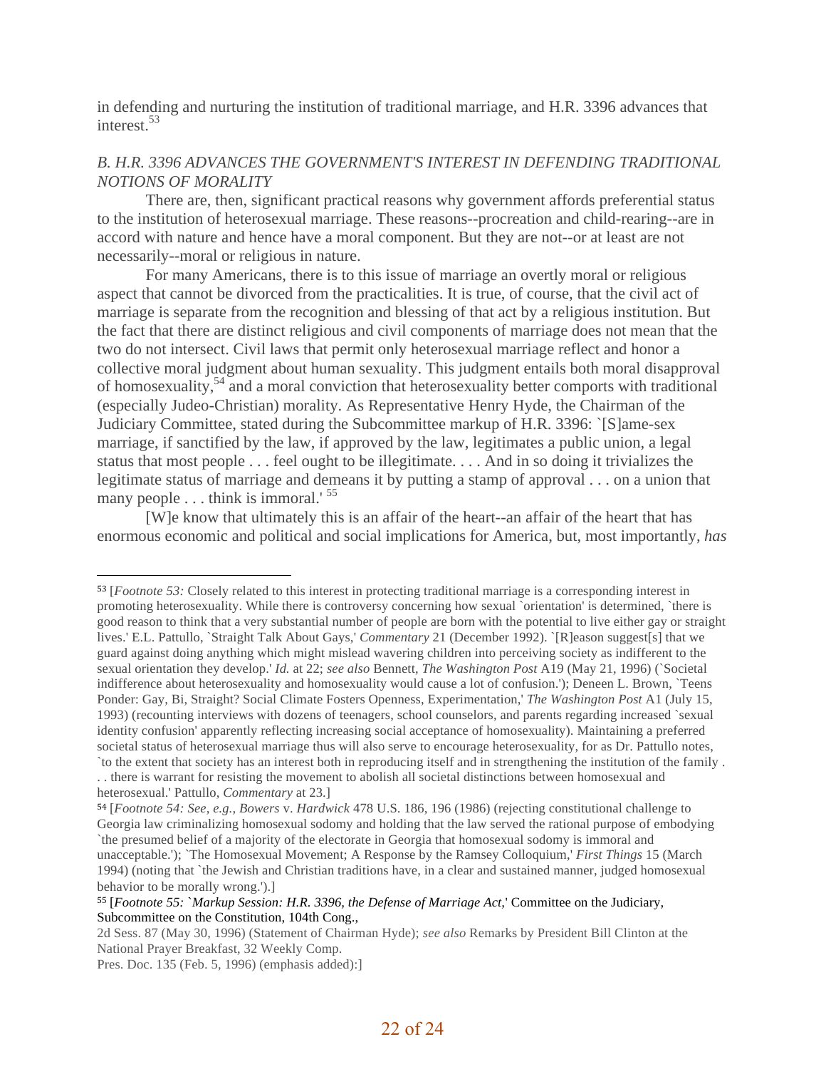in defending and nurturing the institution of traditional marriage, and H.R. 3396 advances that interest.[53]

*B. H.R. 3396 ADVANCES THE GOVERNMENT'S INTEREST IN DEFENDING TRADITIONAL NOTIONS OF MORALITY*

There are, then, significant practical reasons why government affords preferential status to the institution of heterosexual marriage. These reasons--procreation and child-rearing--are in accord with nature and hence have a moral component. But they are not--or at least are not necessarily--moral or religious in nature.

For many Americans, there is to this issue of marriage an overtly moral or religious aspect that cannot be divorced from the practicalities. It is true, of course, that the civil act of marriage is separate from the recognition and blessing of that act by a religious institution. But the fact that there are distinct religious and civil components of marriage does not mean that the two do not intersect. Civil laws that permit only heterosexual marriage reflect and honor a collective moral judgment about human sexuality. This judgment entails both moral disapproval of homosexuality,[54] and a moral conviction that heterosexuality better comports with traditional (especially Judeo-Christian) morality. As Representative Henry Hyde, the Chairman of the Judiciary Committee, stated during the Subcommittee markup of H.R. 3396: `[S]ame-sex marriage, if sanctified by the law, if approved by the law, legitimates a public union, a legal status that most people . . . feel ought to be illegitimate. . . . And in so doing it trivializes the legitimate status of marriage and demeans it by putting a stamp of approval . . . on a union that many people . . . think is immoral.' [55]

[W]e know that ultimately this is an affair of the heart--an affair of the heart that has enormous economic and political and social implications for America, but, most importantly, *has*

---

[53] [*Footnote 53:* Closely related to this interest in protecting traditional marriage is a corresponding interest in promoting heterosexuality. While there is controversy concerning how sexual `orientation' is determined, `there is good reason to think that a very substantial number of people are born with the potential to live either gay or straight lives.' E.L. Pattullo, `Straight Talk About Gays,' *Commentary* 21 (December 1992). `[R]eason suggest[s] that we guard against doing anything which might mislead wavering children into perceiving society as indifferent to the sexual orientation they develop.' *Id.* at 22; *see also* Bennett, *The Washington Post* A19 (May 21, 1996) (`Societal indifference about heterosexuality and homosexuality would cause a lot of confusion.'); Deneen L. Brown, `Teens Ponder: Gay, Bi, Straight? Social Climate Fosters Openness, Experimentation,' *The Washington Post* A1 (July 15, 1993) (recounting interviews with dozens of teenagers, school counselors, and parents regarding increased `sexual identity confusion' apparently reflecting increasing social acceptance of homosexuality). Maintaining a preferred societal status of heterosexual marriage thus will also serve to encourage heterosexuality, for as Dr. Pattullo notes, `to the extent that society has an interest both in reproducing itself and in strengthening the institution of the family . . . there is warrant for resisting the movement to abolish all societal distinctions between homosexual and heterosexual.' Pattullo, *Commentary* at 23.]

[54] [*Footnote 54: See, e.g., Bowers* v. *Hardwick* 478 U.S. 186, 196 (1986) (rejecting constitutional challenge to Georgia law criminalizing homosexual sodomy and holding that the law served the rational purpose of embodying `the presumed belief of a majority of the electorate in Georgia that homosexual sodomy is immoral and unacceptable.'); `The Homosexual Movement; A Response by the Ramsey Colloquium,' *First Things* 15 (March 1994) (noting that `the Jewish and Christian traditions have, in a clear and sustained manner, judged homosexual behavior to be morally wrong.').]

[55] [*Footnote 55: `Markup Session: H.R. 3396, the Defense of Marriage Act,*' Committee on the Judiciary, Subcommittee on the Constitution, 104th Cong.,

2d Sess. 87 (May 30, 1996) (Statement of Chairman Hyde); *see also* Remarks by President Bill Clinton at the National Prayer Breakfast, 32 Weekly Comp.

Pres. Doc. 135 (Feb. 5, 1996) (emphasis added):]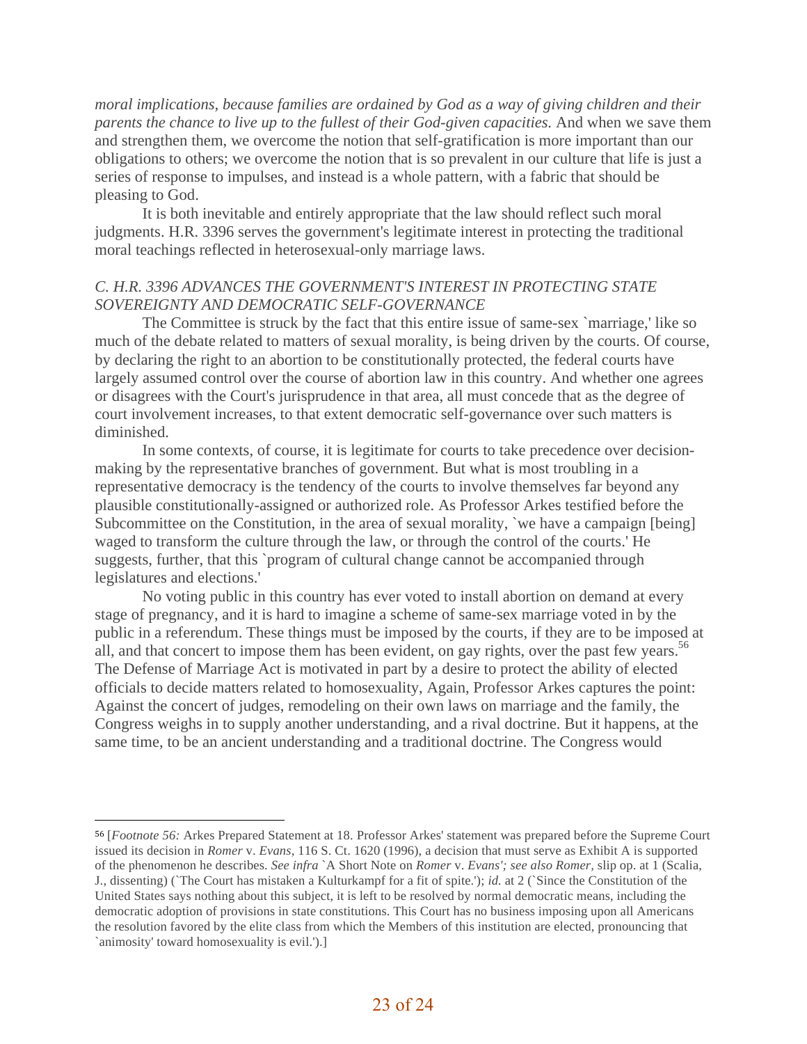*moral implications, because families are ordained by God as a way of giving children and their parents the chance to live up to the fullest of their God-given capacities.* And when we save them and strengthen them, we overcome the notion that self-gratification is more important than our obligations to others; we overcome the notion that is so prevalent in our culture that life is just a series of response to impulses, and instead is a whole pattern, with a fabric that should be pleasing to God.

It is both inevitable and entirely appropriate that the law should reflect such moral judgments. H.R. 3396 serves the government's legitimate interest in protecting the traditional moral teachings reflected in heterosexual-only marriage laws.

### *C. H.R. 3396 ADVANCES THE GOVERNMENT'S INTEREST IN PROTECTING STATE SOVEREIGNTY AND DEMOCRATIC SELF-GOVERNANCE*

The Committee is struck by the fact that this entire issue of same-sex `marriage,' like so much of the debate related to matters of sexual morality, is being driven by the courts. Of course, by declaring the right to an abortion to be constitutionally protected, the federal courts have largely assumed control over the course of abortion law in this country. And whether one agrees or disagrees with the Court's jurisprudence in that area, all must concede that as the degree of court involvement increases, to that extent democratic self-governance over such matters is diminished.

In some contexts, of course, it is legitimate for courts to take precedence over decision-making by the representative branches of government. But what is most troubling in a representative democracy is the tendency of the courts to involve themselves far beyond any plausible constitutionally-assigned or authorized role. As Professor Arkes testified before the Subcommittee on the Constitution, in the area of sexual morality, `we have a campaign [being] waged to transform the culture through the law, or through the control of the courts.' He suggests, further, that this `program of cultural change cannot be accompanied through legislatures and elections.'

No voting public in this country has ever voted to install abortion on demand at every stage of pregnancy, and it is hard to imagine a scheme of same-sex marriage voted in by the public in a referendum. These things must be imposed by the courts, if they are to be imposed at all, and that concert to impose them has been evident, on gay rights, over the past few years.[56] The Defense of Marriage Act is motivated in part by a desire to protect the ability of elected officials to decide matters related to homosexuality, Again, Professor Arkes captures the point: Against the concert of judges, remodeling on their own laws on marriage and the family, the Congress weighs in to supply another understanding, and a rival doctrine. But it happens, at the same time, to be an ancient understanding and a traditional doctrine. The Congress would

---

[56] [*Footnote 56:* Arkes Prepared Statement at 18. Professor Arkes' statement was prepared before the Supreme Court issued its decision in *Romer* v. *Evans*, 116 S. Ct. 1620 (1996), a decision that must serve as Exhibit A is supported of the phenomenon he describes. *See infra* `A Short Note on *Romer* v. *Evans'; see also Romer*, slip op. at 1 (Scalia, J., dissenting) (`The Court has mistaken a Kulturkampf for a fit of spite.'); *id.* at 2 (`Since the Constitution of the United States says nothing about this subject, it is left to be resolved by normal democratic means, including the democratic adoption of provisions in state constitutions. This Court has no business imposing upon all Americans the resolution favored by the elite class from which the Members of this institution are elected, pronouncing that `animosity' toward homosexuality is evil.').]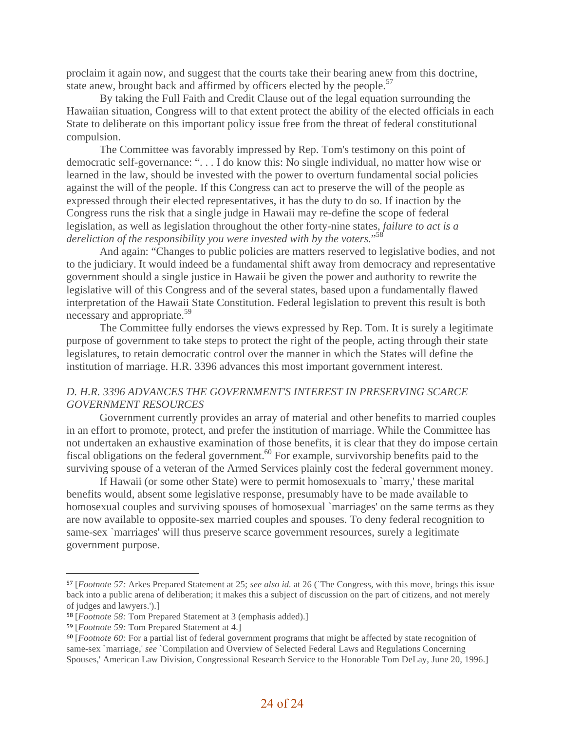proclaim it again now, and suggest that the courts take their bearing anew from this doctrine, state anew, brought back and affirmed by officers elected by the people.[57]

By taking the Full Faith and Credit Clause out of the legal equation surrounding the Hawaiian situation, Congress will to that extent protect the ability of the elected officials in each State to deliberate on this important policy issue free from the threat of federal constitutional compulsion.

The Committee was favorably impressed by Rep. Tom's testimony on this point of democratic self-governance: ". . . I do know this: No single individual, no matter how wise or learned in the law, should be invested with the power to overturn fundamental social policies against the will of the people. If this Congress can act to preserve the will of the people as expressed through their elected representatives, it has the duty to do so. If inaction by the Congress runs the risk that a single judge in Hawaii may re-define the scope of federal legislation, as well as legislation throughout the other forty-nine states, *failure to act is a dereliction of the responsibility you were invested with by the voters*."[58]

And again: "Changes to public policies are matters reserved to legislative bodies, and not to the judiciary. It would indeed be a fundamental shift away from democracy and representative government should a single justice in Hawaii be given the power and authority to rewrite the legislative will of this Congress and of the several states, based upon a fundamentally flawed interpretation of the Hawaii State Constitution. Federal legislation to prevent this result is both necessary and appropriate.[59]

The Committee fully endorses the views expressed by Rep. Tom. It is surely a legitimate purpose of government to take steps to protect the right of the people, acting through their state legislatures, to retain democratic control over the manner in which the States will define the institution of marriage. H.R. 3396 advances this most important government interest.

### *D. H.R. 3396 ADVANCES THE GOVERNMENT'S INTEREST IN PRESERVING SCARCE GOVERNMENT RESOURCES*

Government currently provides an array of material and other benefits to married couples in an effort to promote, protect, and prefer the institution of marriage. While the Committee has not undertaken an exhaustive examination of those benefits, it is clear that they do impose certain fiscal obligations on the federal government.[60] For example, survivorship benefits paid to the surviving spouse of a veteran of the Armed Services plainly cost the federal government money.

If Hawaii (or some other State) were to permit homosexuals to `marry,' these marital benefits would, absent some legislative response, presumably have to be made available to homosexual couples and surviving spouses of homosexual `marriages' on the same terms as they are now available to opposite-sex married couples and spouses. To deny federal recognition to same-sex `marriages' will thus preserve scarce government resources, surely a legitimate government purpose.

---

[57] [*Footnote 57:* Arkes Prepared Statement at 25; *see also id.* at 26 (`The Congress, with this move, brings this issue back into a public arena of deliberation; it makes this a subject of discussion on the part of citizens, and not merely of judges and lawyers.').]

[58] [*Footnote 58:* Tom Prepared Statement at 3 (emphasis added).]

[59] [*Footnote 59:* Tom Prepared Statement at 4.]

[60] [*Footnote 60:* For a partial list of federal government programs that might be affected by state recognition of same-sex `marriage,' *see* `Compilation and Overview of Selected Federal Laws and Regulations Concerning Spouses,' American Law Division, Congressional Research Service to the Honorable Tom DeLay, June 20, 1996.]